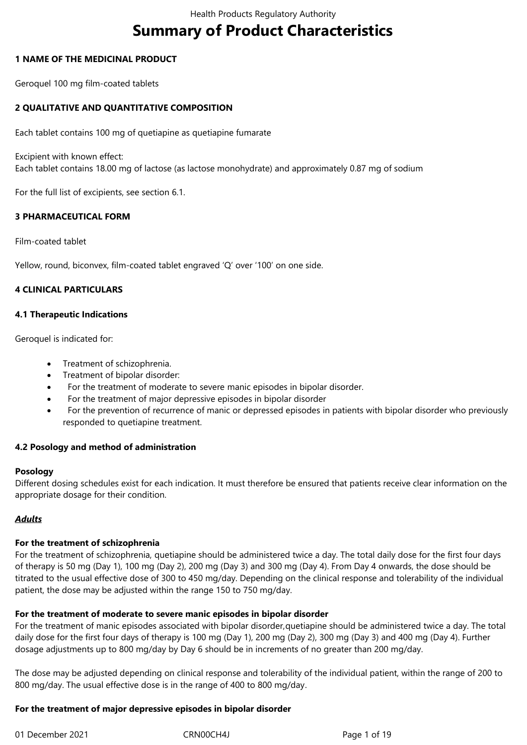# Summary of Product Characteristics

## 1 NAME OF THE MEDICINAL PRODUCT

Geroquel 100 mg film-coated tablets

## 2 QUALITATIVE AND QUANTITATIVE COMPOSITION

Each tablet contains 100 mg of quetiapine as quetiapine fumarate

Excipient with known effect:
Each tablet contains 18.00 mg of lactose (as lactose monohydrate) and approximately 0.87 mg of sodium

For the full list of excipients, see section 6.1.

## 3 PHARMACEUTICAL FORM

Film-coated tablet

Yellow, round, biconvex, film-coated tablet engraved 'Q' over '100' on one side.

## 4 CLINICAL PARTICULARS

### 4.1 Therapeutic Indications

Geroquel is indicated for:

- Treatment of schizophrenia.
- Treatment of bipolar disorder:
- For the treatment of moderate to severe manic episodes in bipolar disorder.
- For the treatment of major depressive episodes in bipolar disorder
- For the prevention of recurrence of manic or depressed episodes in patients with bipolar disorder who previously responded to quetiapine treatment.

### 4.2 Posology and method of administration

**Posology**
Different dosing schedules exist for each indication. It must therefore be ensured that patients receive clear information on the appropriate dosage for their condition.

***Adults***

**For the treatment of schizophrenia**
For the treatment of schizophrenia, quetiapine should be administered twice a day. The total daily dose for the first four days of therapy is 50 mg (Day 1), 100 mg (Day 2), 200 mg (Day 3) and 300 mg (Day 4). From Day 4 onwards, the dose should be titrated to the usual effective dose of 300 to 450 mg/day. Depending on the clinical response and tolerability of the individual patient, the dose may be adjusted within the range 150 to 750 mg/day.

**For the treatment of moderate to severe manic episodes in bipolar disorder**
For the treatment of manic episodes associated with bipolar disorder,quetiapine should be administered twice a day. The total daily dose for the first four days of therapy is 100 mg (Day 1), 200 mg (Day 2), 300 mg (Day 3) and 400 mg (Day 4). Further dosage adjustments up to 800 mg/day by Day 6 should be in increments of no greater than 200 mg/day.

The dose may be adjusted depending on clinical response and tolerability of the individual patient, within the range of 200 to 800 mg/day. The usual effective dose is in the range of 400 to 800 mg/day.

**For the treatment of major depressive episodes in bipolar disorder**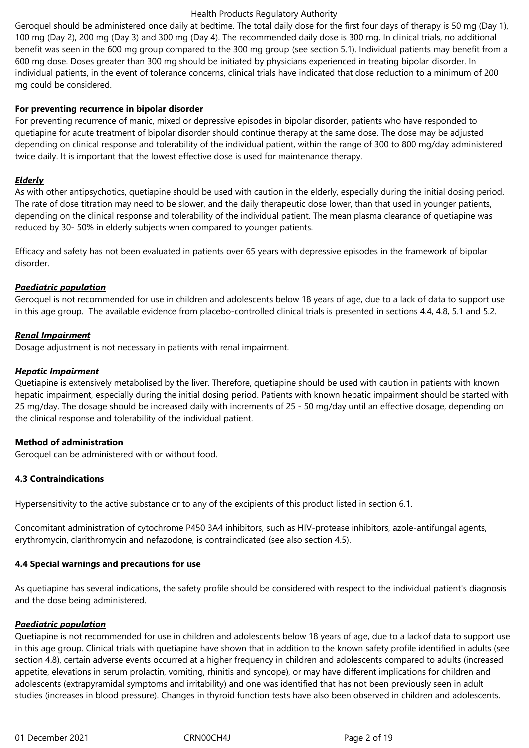Geroquel should be administered once daily at bedtime. The total daily dose for the first four days of therapy is 50 mg (Day 1), 100 mg (Day 2), 200 mg (Day 3) and 300 mg (Day 4). The recommended daily dose is 300 mg. In clinical trials, no additional benefit was seen in the 600 mg group compared to the 300 mg group (see section 5.1). Individual patients may benefit from a 600 mg dose. Doses greater than 300 mg should be initiated by physicians experienced in treating bipolar disorder. In individual patients, in the event of tolerance concerns, clinical trials have indicated that dose reduction to a minimum of 200 mg could be considered.

**For preventing recurrence in bipolar disorder**

For preventing recurrence of manic, mixed or depressive episodes in bipolar disorder, patients who have responded to quetiapine for acute treatment of bipolar disorder should continue therapy at the same dose. The dose may be adjusted depending on clinical response and tolerability of the individual patient, within the range of 300 to 800 mg/day administered twice daily. It is important that the lowest effective dose is used for maintenance therapy.

***Elderly***

As with other antipsychotics, quetiapine should be used with caution in the elderly, especially during the initial dosing period. The rate of dose titration may need to be slower, and the daily therapeutic dose lower, than that used in younger patients, depending on the clinical response and tolerability of the individual patient. The mean plasma clearance of quetiapine was reduced by 30- 50% in elderly subjects when compared to younger patients.

Efficacy and safety has not been evaluated in patients over 65 years with depressive episodes in the framework of bipolar disorder.

***Paediatric population***

Geroquel is not recommended for use in children and adolescents below 18 years of age, due to a lack of data to support use in this age group. The available evidence from placebo-controlled clinical trials is presented in sections 4.4, 4.8, 5.1 and 5.2.

***Renal Impairment***

Dosage adjustment is not necessary in patients with renal impairment.

***Hepatic Impairment***

Quetiapine is extensively metabolised by the liver. Therefore, quetiapine should be used with caution in patients with known hepatic impairment, especially during the initial dosing period. Patients with known hepatic impairment should be started with 25 mg/day. The dosage should be increased daily with increments of 25 - 50 mg/day until an effective dosage, depending on the clinical response and tolerability of the individual patient.

**Method of administration**

Geroquel can be administered with or without food.

**4.3 Contraindications**

Hypersensitivity to the active substance or to any of the excipients of this product listed in section 6.1.

Concomitant administration of cytochrome P450 3A4 inhibitors, such as HIV-protease inhibitors, azole-antifungal agents, erythromycin, clarithromycin and nefazodone, is contraindicated (see also section 4.5).

**4.4 Special warnings and precautions for use**

As quetiapine has several indications, the safety profile should be considered with respect to the individual patient's diagnosis and the dose being administered.

***Paediatric population***

Quetiapine is not recommended for use in children and adolescents below 18 years of age, due to a lackof data to support use in this age group. Clinical trials with quetiapine have shown that in addition to the known safety profile identified in adults (see section 4.8), certain adverse events occurred at a higher frequency in children and adolescents compared to adults (increased appetite, elevations in serum prolactin, vomiting, rhinitis and syncope), or may have different implications for children and adolescents (extrapyramidal symptoms and irritability) and one was identified that has not been previously seen in adult studies (increases in blood pressure). Changes in thyroid function tests have also been observed in children and adolescents.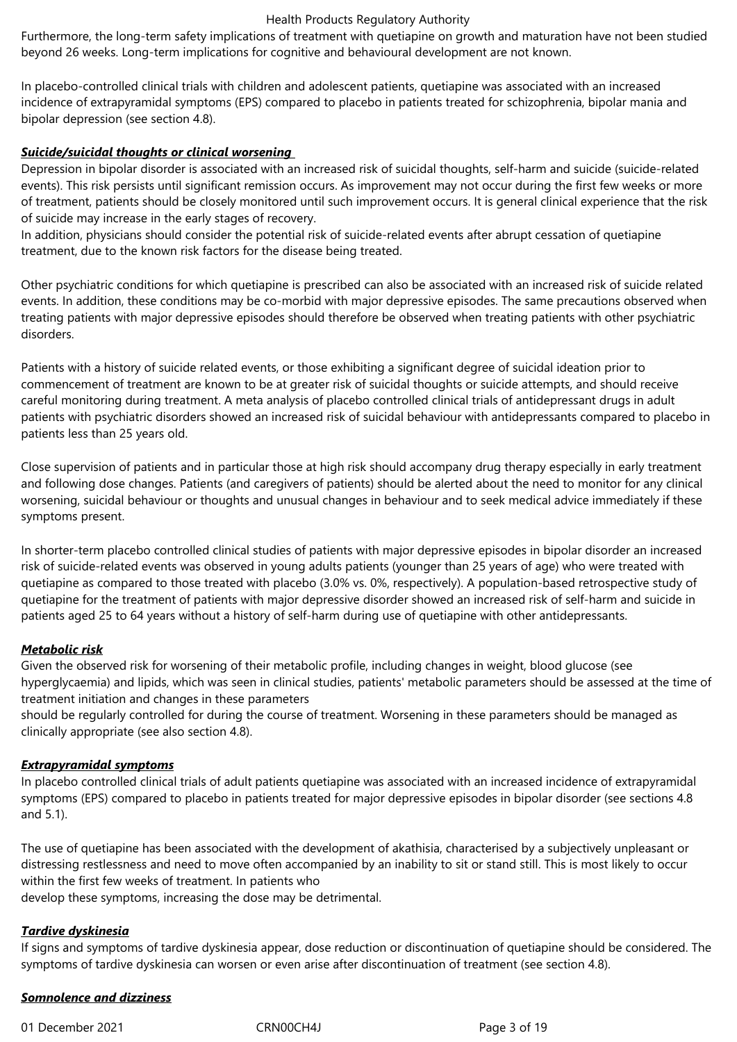Furthermore, the long-term safety implications of treatment with quetiapine on growth and maturation have not been studied beyond 26 weeks. Long-term implications for cognitive and behavioural development are not known.

In placebo-controlled clinical trials with children and adolescent patients, quetiapine was associated with an increased incidence of extrapyramidal symptoms (EPS) compared to placebo in patients treated for schizophrenia, bipolar mania and bipolar depression (see section 4.8).

***Suicide/suicidal thoughts or clinical worsening***

Depression in bipolar disorder is associated with an increased risk of suicidal thoughts, self-harm and suicide (suicide-related events). This risk persists until significant remission occurs. As improvement may not occur during the first few weeks or more of treatment, patients should be closely monitored until such improvement occurs. It is general clinical experience that the risk of suicide may increase in the early stages of recovery.
In addition, physicians should consider the potential risk of suicide-related events after abrupt cessation of quetiapine treatment, due to the known risk factors for the disease being treated.

Other psychiatric conditions for which quetiapine is prescribed can also be associated with an increased risk of suicide related events. In addition, these conditions may be co-morbid with major depressive episodes. The same precautions observed when treating patients with major depressive episodes should therefore be observed when treating patients with other psychiatric disorders.

Patients with a history of suicide related events, or those exhibiting a significant degree of suicidal ideation prior to commencement of treatment are known to be at greater risk of suicidal thoughts or suicide attempts, and should receive careful monitoring during treatment. A meta analysis of placebo controlled clinical trials of antidepressant drugs in adult patients with psychiatric disorders showed an increased risk of suicidal behaviour with antidepressants compared to placebo in patients less than 25 years old.

Close supervision of patients and in particular those at high risk should accompany drug therapy especially in early treatment and following dose changes. Patients (and caregivers of patients) should be alerted about the need to monitor for any clinical worsening, suicidal behaviour or thoughts and unusual changes in behaviour and to seek medical advice immediately if these symptoms present.

In shorter-term placebo controlled clinical studies of patients with major depressive episodes in bipolar disorder an increased risk of suicide-related events was observed in young adults patients (younger than 25 years of age) who were treated with quetiapine as compared to those treated with placebo (3.0% vs. 0%, respectively). A population-based retrospective study of quetiapine for the treatment of patients with major depressive disorder showed an increased risk of self-harm and suicide in patients aged 25 to 64 years without a history of self-harm during use of quetiapine with other antidepressants.

***Metabolic risk***

Given the observed risk for worsening of their metabolic profile, including changes in weight, blood glucose (see hyperglycaemia) and lipids, which was seen in clinical studies, patients' metabolic parameters should be assessed at the time of treatment initiation and changes in these parameters
should be regularly controlled for during the course of treatment. Worsening in these parameters should be managed as clinically appropriate (see also section 4.8).

***Extrapyramidal symptoms***

In placebo controlled clinical trials of adult patients quetiapine was associated with an increased incidence of extrapyramidal symptoms (EPS) compared to placebo in patients treated for major depressive episodes in bipolar disorder (see sections 4.8 and 5.1).

The use of quetiapine has been associated with the development of akathisia, characterised by a subjectively unpleasant or distressing restlessness and need to move often accompanied by an inability to sit or stand still. This is most likely to occur within the first few weeks of treatment. In patients who
develop these symptoms, increasing the dose may be detrimental.

***Tardive dyskinesia***

If signs and symptoms of tardive dyskinesia appear, dose reduction or discontinuation of quetiapine should be considered. The symptoms of tardive dyskinesia can worsen or even arise after discontinuation of treatment (see section 4.8).

***Somnolence and dizziness***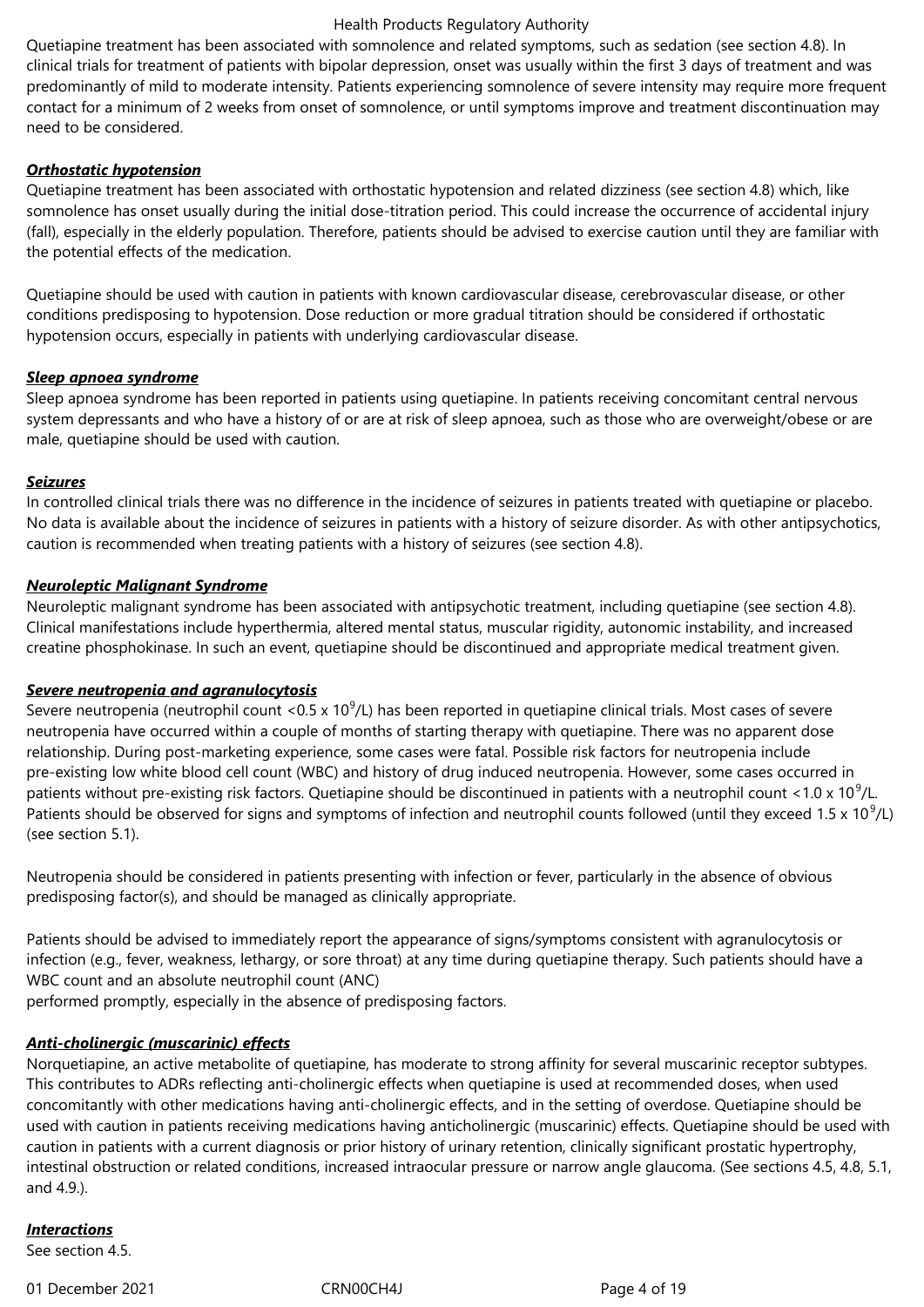Quetiapine treatment has been associated with somnolence and related symptoms, such as sedation (see section 4.8). In clinical trials for treatment of patients with bipolar depression, onset was usually within the first 3 days of treatment and was predominantly of mild to moderate intensity. Patients experiencing somnolence of severe intensity may require more frequent contact for a minimum of 2 weeks from onset of somnolence, or until symptoms improve and treatment discontinuation may need to be considered.

***Orthostatic hypotension***

Quetiapine treatment has been associated with orthostatic hypotension and related dizziness (see section 4.8) which, like somnolence has onset usually during the initial dose-titration period. This could increase the occurrence of accidental injury (fall), especially in the elderly population. Therefore, patients should be advised to exercise caution until they are familiar with the potential effects of the medication.

Quetiapine should be used with caution in patients with known cardiovascular disease, cerebrovascular disease, or other conditions predisposing to hypotension. Dose reduction or more gradual titration should be considered if orthostatic hypotension occurs, especially in patients with underlying cardiovascular disease.

***Sleep apnoea syndrome***

Sleep apnoea syndrome has been reported in patients using quetiapine. In patients receiving concomitant central nervous system depressants and who have a history of or are at risk of sleep apnoea, such as those who are overweight/obese or are male, quetiapine should be used with caution.

***Seizures***

In controlled clinical trials there was no difference in the incidence of seizures in patients treated with quetiapine or placebo. No data is available about the incidence of seizures in patients with a history of seizure disorder. As with other antipsychotics, caution is recommended when treating patients with a history of seizures (see section 4.8).

***Neuroleptic Malignant Syndrome***

Neuroleptic malignant syndrome has been associated with antipsychotic treatment, including quetiapine (see section 4.8). Clinical manifestations include hyperthermia, altered mental status, muscular rigidity, autonomic instability, and increased creatine phosphokinase. In such an event, quetiapine should be discontinued and appropriate medical treatment given.

***Severe neutropenia and agranulocytosis***

Severe neutropenia (neutrophil count $<0.5 \times 10^9$/L) has been reported in quetiapine clinical trials. Most cases of severe neutropenia have occurred within a couple of months of starting therapy with quetiapine. There was no apparent dose relationship. During post-marketing experience, some cases were fatal. Possible risk factors for neutropenia include pre-existing low white blood cell count (WBC) and history of drug induced neutropenia. However, some cases occurred in patients without pre-existing risk factors. Quetiapine should be discontinued in patients with a neutrophil count $<1.0 \times 10^9$/L. Patients should be observed for signs and symptoms of infection and neutrophil counts followed (until they exceed $1.5 \times 10^9$/L) (see section 5.1).

Neutropenia should be considered in patients presenting with infection or fever, particularly in the absence of obvious predisposing factor(s), and should be managed as clinically appropriate.

Patients should be advised to immediately report the appearance of signs/symptoms consistent with agranulocytosis or infection (e.g., fever, weakness, lethargy, or sore throat) at any time during quetiapine therapy. Such patients should have a WBC count and an absolute neutrophil count (ANC)
performed promptly, especially in the absence of predisposing factors.

***Anti-cholinergic (muscarinic) effects***

Norquetiapine, an active metabolite of quetiapine, has moderate to strong affinity for several muscarinic receptor subtypes. This contributes to ADRs reflecting anti-cholinergic effects when quetiapine is used at recommended doses, when used concomitantly with other medications having anti-cholinergic effects, and in the setting of overdose. Quetiapine should be used with caution in patients receiving medications having anticholinergic (muscarinic) effects. Quetiapine should be used with caution in patients with a current diagnosis or prior history of urinary retention, clinically significant prostatic hypertrophy, intestinal obstruction or related conditions, increased intraocular pressure or narrow angle glaucoma. (See sections 4.5, 4.8, 5.1, and 4.9.).

***Interactions***

See section 4.5.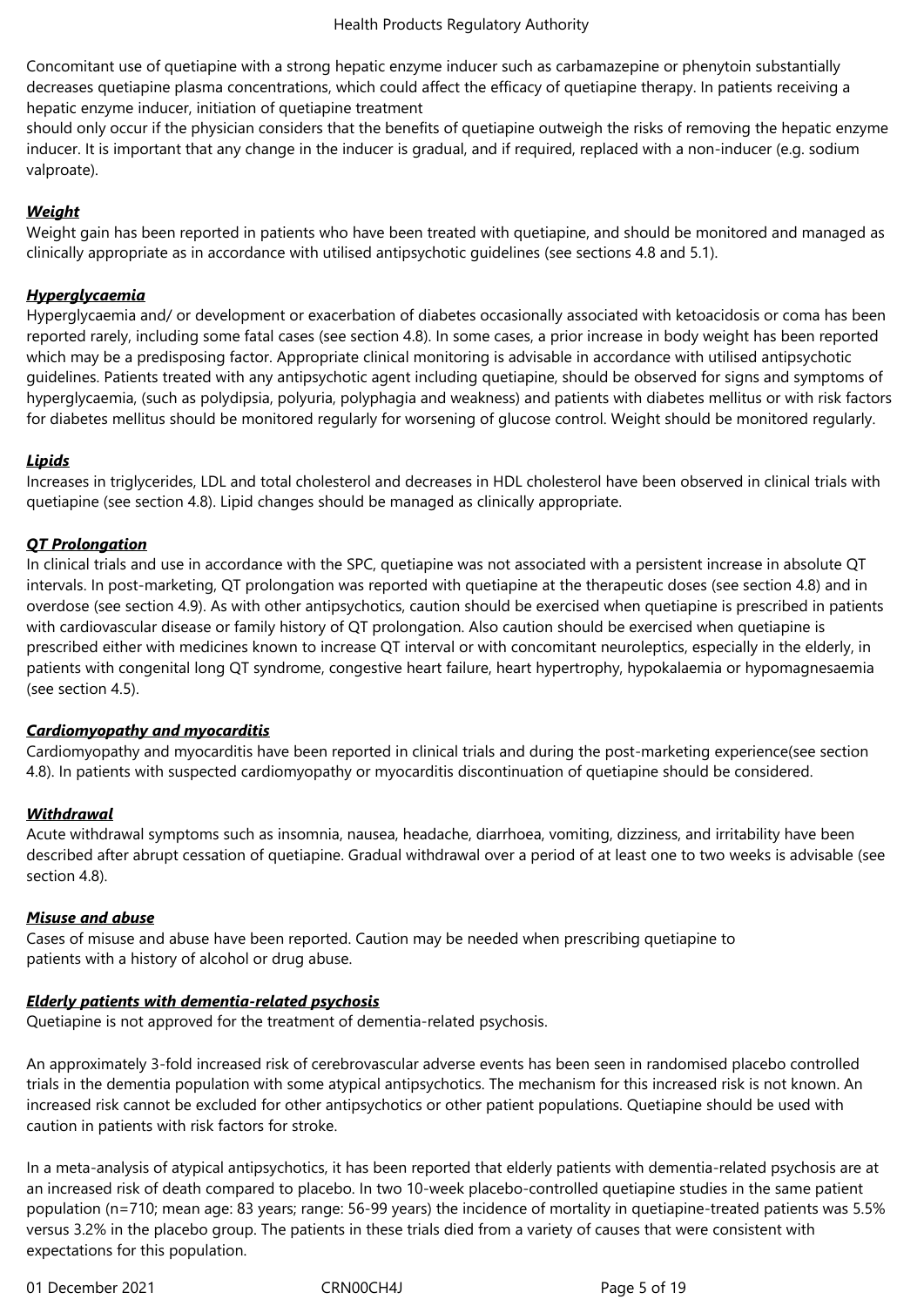Concomitant use of quetiapine with a strong hepatic enzyme inducer such as carbamazepine or phenytoin substantially decreases quetiapine plasma concentrations, which could affect the efficacy of quetiapine therapy. In patients receiving a hepatic enzyme inducer, initiation of quetiapine treatment
should only occur if the physician considers that the benefits of quetiapine outweigh the risks of removing the hepatic enzyme inducer. It is important that any change in the inducer is gradual, and if required, replaced with a non-inducer (e.g. sodium valproate).

***Weight***

Weight gain has been reported in patients who have been treated with quetiapine, and should be monitored and managed as clinically appropriate as in accordance with utilised antipsychotic guidelines (see sections 4.8 and 5.1).

***Hyperglycaemia***

Hyperglycaemia and/ or development or exacerbation of diabetes occasionally associated with ketoacidosis or coma has been reported rarely, including some fatal cases (see section 4.8). In some cases, a prior increase in body weight has been reported which may be a predisposing factor. Appropriate clinical monitoring is advisable in accordance with utilised antipsychotic guidelines. Patients treated with any antipsychotic agent including quetiapine, should be observed for signs and symptoms of hyperglycaemia, (such as polydipsia, polyuria, polyphagia and weakness) and patients with diabetes mellitus or with risk factors for diabetes mellitus should be monitored regularly for worsening of glucose control. Weight should be monitored regularly.

***Lipids***

Increases in triglycerides, LDL and total cholesterol and decreases in HDL cholesterol have been observed in clinical trials with quetiapine (see section 4.8). Lipid changes should be managed as clinically appropriate.

***QT Prolongation***

In clinical trials and use in accordance with the SPC, quetiapine was not associated with a persistent increase in absolute QT intervals. In post-marketing, QT prolongation was reported with quetiapine at the therapeutic doses (see section 4.8) and in overdose (see section 4.9). As with other antipsychotics, caution should be exercised when quetiapine is prescribed in patients with cardiovascular disease or family history of QT prolongation. Also caution should be exercised when quetiapine is prescribed either with medicines known to increase QT interval or with concomitant neuroleptics, especially in the elderly, in patients with congenital long QT syndrome, congestive heart failure, heart hypertrophy, hypokalaemia or hypomagnesaemia (see section 4.5).

***Cardiomyopathy and myocarditis***

Cardiomyopathy and myocarditis have been reported in clinical trials and during the post-marketing experience(see section 4.8). In patients with suspected cardiomyopathy or myocarditis discontinuation of quetiapine should be considered.

***Withdrawal***

Acute withdrawal symptoms such as insomnia, nausea, headache, diarrhoea, vomiting, dizziness, and irritability have been described after abrupt cessation of quetiapine. Gradual withdrawal over a period of at least one to two weeks is advisable (see section 4.8).

***Misuse and abuse***

Cases of misuse and abuse have been reported. Caution may be needed when prescribing quetiapine to patients with a history of alcohol or drug abuse.

***Elderly patients with dementia-related psychosis***

Quetiapine is not approved for the treatment of dementia-related psychosis.

An approximately 3-fold increased risk of cerebrovascular adverse events has been seen in randomised placebo controlled trials in the dementia population with some atypical antipsychotics. The mechanism for this increased risk is not known. An increased risk cannot be excluded for other antipsychotics or other patient populations. Quetiapine should be used with caution in patients with risk factors for stroke.

In a meta-analysis of atypical antipsychotics, it has been reported that elderly patients with dementia-related psychosis are at an increased risk of death compared to placebo. In two 10-week placebo-controlled quetiapine studies in the same patient population (n=710; mean age: 83 years; range: 56-99 years) the incidence of mortality in quetiapine-treated patients was 5.5% versus 3.2% in the placebo group. The patients in these trials died from a variety of causes that were consistent with expectations for this population.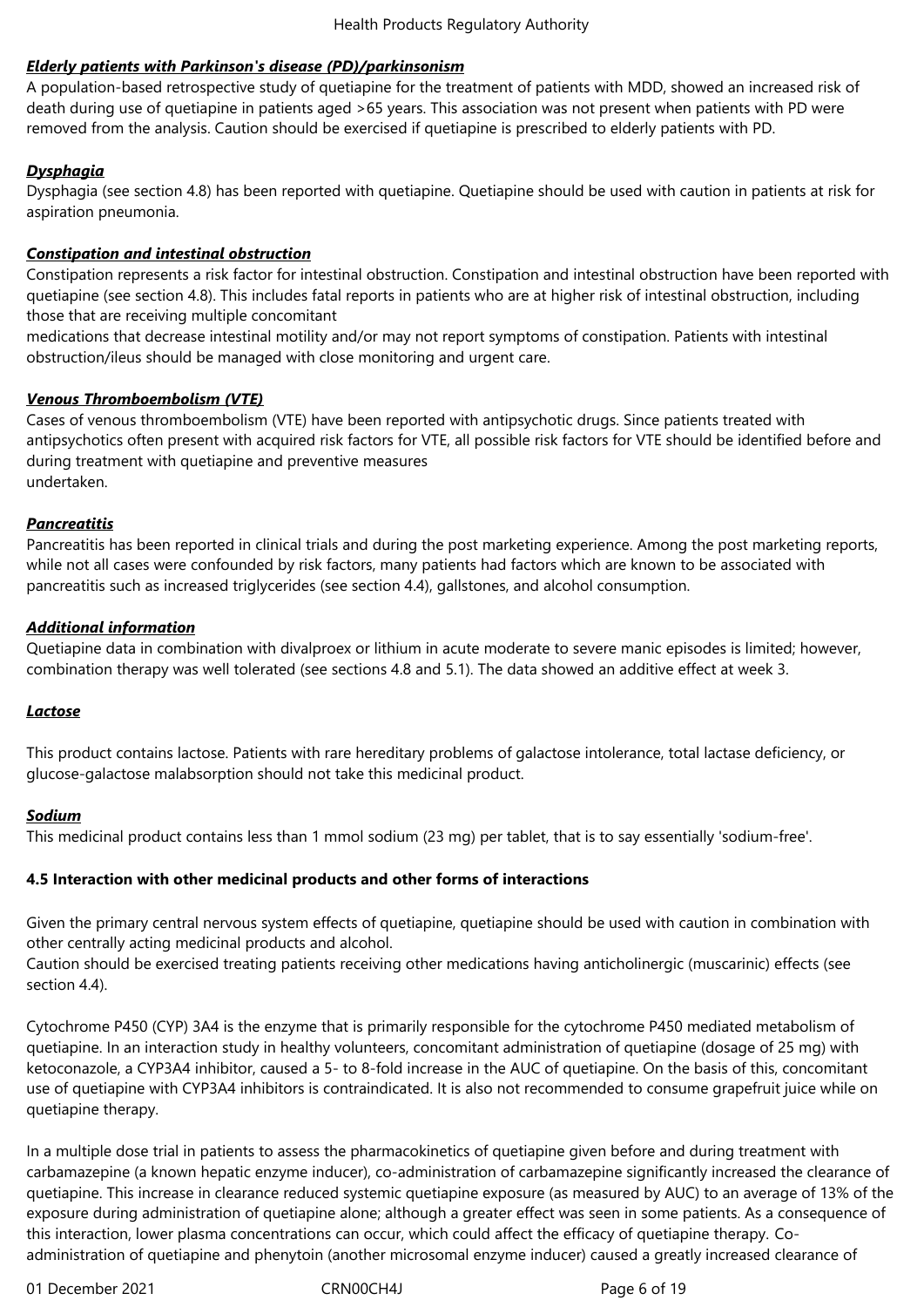***Elderly patients with Parkinson's disease (PD)/parkinsonism***

A population-based retrospective study of quetiapine for the treatment of patients with MDD, showed an increased risk of death during use of quetiapine in patients aged >65 years. This association was not present when patients with PD were removed from the analysis. Caution should be exercised if quetiapine is prescribed to elderly patients with PD.

***Dysphagia***

Dysphagia (see section 4.8) has been reported with quetiapine. Quetiapine should be used with caution in patients at risk for aspiration pneumonia.

***Constipation and intestinal obstruction***

Constipation represents a risk factor for intestinal obstruction. Constipation and intestinal obstruction have been reported with quetiapine (see section 4.8). This includes fatal reports in patients who are at higher risk of intestinal obstruction, including those that are receiving multiple concomitant medications that decrease intestinal motility and/or may not report symptoms of constipation. Patients with intestinal obstruction/ileus should be managed with close monitoring and urgent care.

***Venous Thromboembolism (VTE)***

Cases of venous thromboembolism (VTE) have been reported with antipsychotic drugs. Since patients treated with antipsychotics often present with acquired risk factors for VTE, all possible risk factors for VTE should be identified before and during treatment with quetiapine and preventive measures undertaken.

***Pancreatitis***

Pancreatitis has been reported in clinical trials and during the post marketing experience. Among the post marketing reports, while not all cases were confounded by risk factors, many patients had factors which are known to be associated with pancreatitis such as increased triglycerides (see section 4.4), gallstones, and alcohol consumption.

***Additional information***

Quetiapine data in combination with divalproex or lithium in acute moderate to severe manic episodes is limited; however, combination therapy was well tolerated (see sections 4.8 and 5.1). The data showed an additive effect at week 3.

***Lactose***

This product contains lactose. Patients with rare hereditary problems of galactose intolerance, total lactase deficiency, or glucose-galactose malabsorption should not take this medicinal product.

***Sodium***

This medicinal product contains less than 1 mmol sodium (23 mg) per tablet, that is to say essentially 'sodium-free'.

**4.5 Interaction with other medicinal products and other forms of interactions**

Given the primary central nervous system effects of quetiapine, quetiapine should be used with caution in combination with other centrally acting medicinal products and alcohol.
Caution should be exercised treating patients receiving other medications having anticholinergic (muscarinic) effects (see section 4.4).

Cytochrome P450 (CYP) 3A4 is the enzyme that is primarily responsible for the cytochrome P450 mediated metabolism of quetiapine. In an interaction study in healthy volunteers, concomitant administration of quetiapine (dosage of 25 mg) with ketoconazole, a CYP3A4 inhibitor, caused a 5- to 8-fold increase in the AUC of quetiapine. On the basis of this, concomitant use of quetiapine with CYP3A4 inhibitors is contraindicated. It is also not recommended to consume grapefruit juice while on quetiapine therapy.

In a multiple dose trial in patients to assess the pharmacokinetics of quetiapine given before and during treatment with carbamazepine (a known hepatic enzyme inducer), co-administration of carbamazepine significantly increased the clearance of quetiapine. This increase in clearance reduced systemic quetiapine exposure (as measured by AUC) to an average of 13% of the exposure during administration of quetiapine alone; although a greater effect was seen in some patients. As a consequence of this interaction, lower plasma concentrations can occur, which could affect the efficacy of quetiapine therapy. Co-administration of quetiapine and phenytoin (another microsomal enzyme inducer) caused a greatly increased clearance of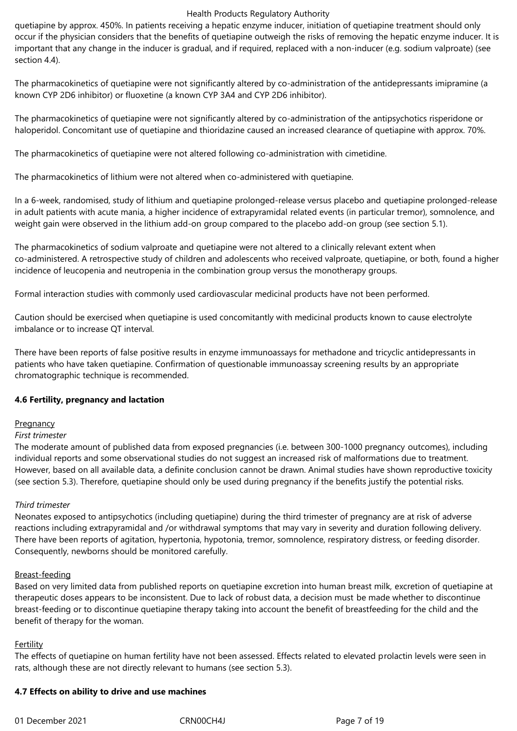quetiapine by approx. 450%. In patients receiving a hepatic enzyme inducer, initiation of quetiapine treatment should only occur if the physician considers that the benefits of quetiapine outweigh the risks of removing the hepatic enzyme inducer. It is important that any change in the inducer is gradual, and if required, replaced with a non-inducer (e.g. sodium valproate) (see section 4.4).

The pharmacokinetics of quetiapine were not significantly altered by co-administration of the antidepressants imipramine (a known CYP 2D6 inhibitor) or fluoxetine (a known CYP 3A4 and CYP 2D6 inhibitor).

The pharmacokinetics of quetiapine were not significantly altered by co-administration of the antipsychotics risperidone or haloperidol. Concomitant use of quetiapine and thioridazine caused an increased clearance of quetiapine with approx. 70%.

The pharmacokinetics of quetiapine were not altered following co-administration with cimetidine.

The pharmacokinetics of lithium were not altered when co-administered with quetiapine.

In a 6-week, randomised, study of lithium and quetiapine prolonged-release versus placebo and quetiapine prolonged-release in adult patients with acute mania, a higher incidence of extrapyramidal related events (in particular tremor), somnolence, and weight gain were observed in the lithium add-on group compared to the placebo add-on group (see section 5.1).

The pharmacokinetics of sodium valproate and quetiapine were not altered to a clinically relevant extent when co-administered. A retrospective study of children and adolescents who received valproate, quetiapine, or both, found a higher incidence of leucopenia and neutropenia in the combination group versus the monotherapy groups.

Formal interaction studies with commonly used cardiovascular medicinal products have not been performed.

Caution should be exercised when quetiapine is used concomitantly with medicinal products known to cause electrolyte imbalance or to increase QT interval.

There have been reports of false positive results in enzyme immunoassays for methadone and tricyclic antidepressants in patients who have taken quetiapine. Confirmation of questionable immunoassay screening results by an appropriate chromatographic technique is recommended.

### 4.6 Fertility, pregnancy and lactation

Pregnancy

*First trimester*

The moderate amount of published data from exposed pregnancies (i.e. between 300-1000 pregnancy outcomes), including individual reports and some observational studies do not suggest an increased risk of malformations due to treatment. However, based on all available data, a definite conclusion cannot be drawn. Animal studies have shown reproductive toxicity (see section 5.3). Therefore, quetiapine should only be used during pregnancy if the benefits justify the potential risks.

*Third trimester*

Neonates exposed to antipsychotics (including quetiapine) during the third trimester of pregnancy are at risk of adverse reactions including extrapyramidal and /or withdrawal symptoms that may vary in severity and duration following delivery. There have been reports of agitation, hypertonia, hypotonia, tremor, somnolence, respiratory distress, or feeding disorder. Consequently, newborns should be monitored carefully.

Breast-feeding

Based on very limited data from published reports on quetiapine excretion into human breast milk, excretion of quetiapine at therapeutic doses appears to be inconsistent. Due to lack of robust data, a decision must be made whether to discontinue breast-feeding or to discontinue quetiapine therapy taking into account the benefit of breastfeeding for the child and the benefit of therapy for the woman.

Fertility

The effects of quetiapine on human fertility have not been assessed. Effects related to elevated prolactin levels were seen in rats, although these are not directly relevant to humans (see section 5.3).

### 4.7 Effects on ability to drive and use machines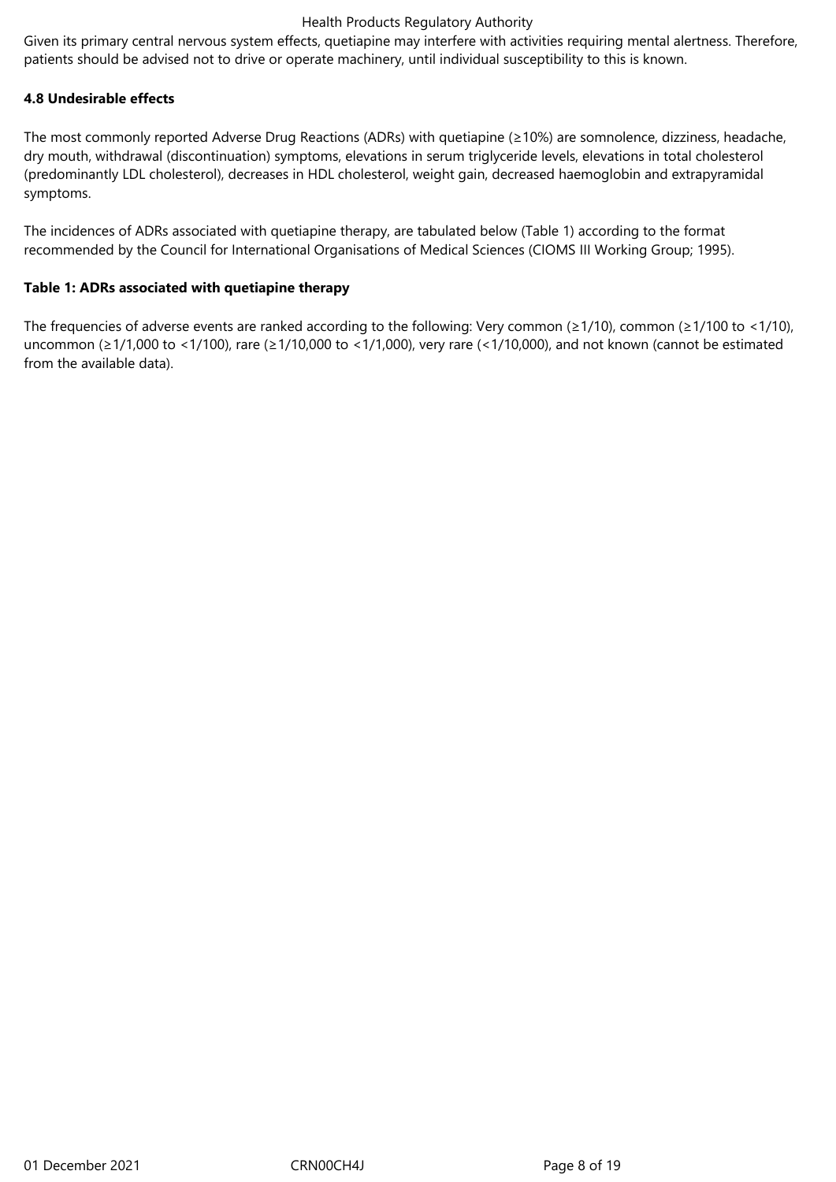Given its primary central nervous system effects, quetiapine may interfere with activities requiring mental alertness. Therefore, patients should be advised not to drive or operate machinery, until individual susceptibility to this is known.

### 4.8 Undesirable effects

The most commonly reported Adverse Drug Reactions (ADRs) with quetiapine (≥10%) are somnolence, dizziness, headache, dry mouth, withdrawal (discontinuation) symptoms, elevations in serum triglyceride levels, elevations in total cholesterol (predominantly LDL cholesterol), decreases in HDL cholesterol, weight gain, decreased haemoglobin and extrapyramidal symptoms.

The incidences of ADRs associated with quetiapine therapy, are tabulated below (Table 1) according to the format recommended by the Council for International Organisations of Medical Sciences (CIOMS III Working Group; 1995).

**Table 1: ADRs associated with quetiapine therapy**

The frequencies of adverse events are ranked according to the following: Very common (≥1/10), common (≥1/100 to <1/10), uncommon (≥1/1,000 to <1/100), rare (≥1/10,000 to <1/1,000), very rare (<1/10,000), and not known (cannot be estimated from the available data).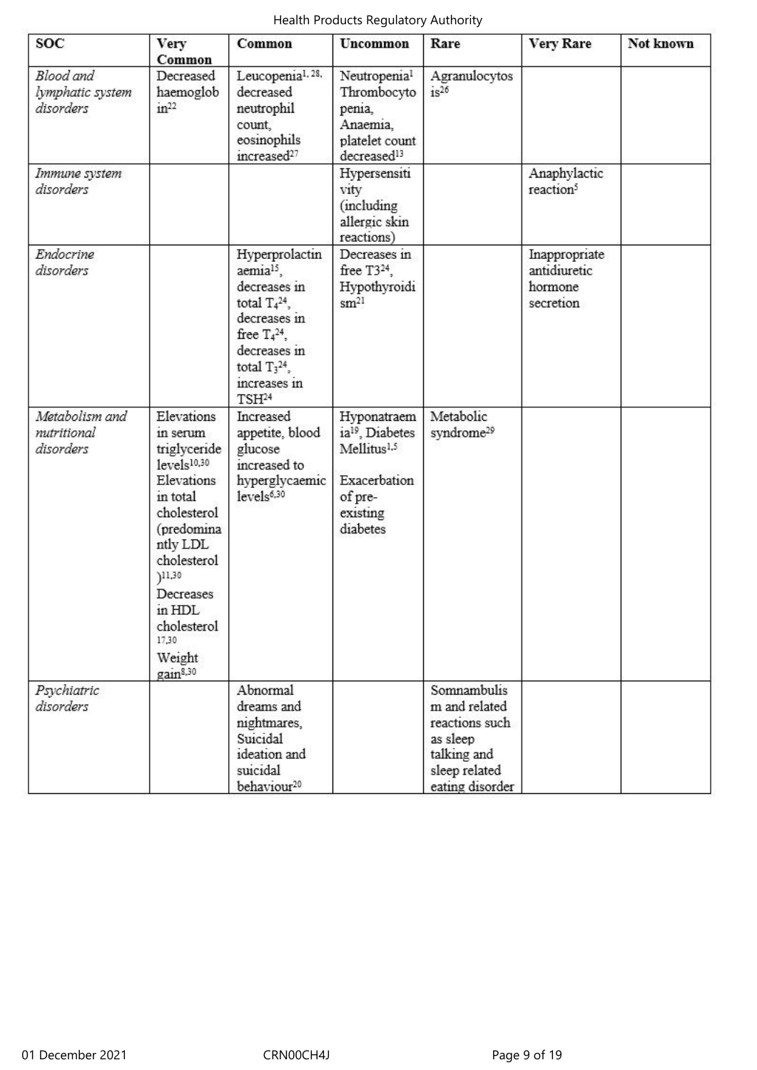| SOC | Very Common | Common | Uncommon | Rare | Very Rare | Not known |
|---|---|---|---|---|---|---|
| *Blood and lymphatic system disorders* | Decreased haemoglobin[22] | Leucopenia[1, 28], decreased neutrophil count, eosinophils increased[27] | Neutropenia[1] Thrombocytopenia, Anaemia, platelet count decreased[13] | Agranulocytosis[26] | | |
| *Immune system disorders* | | | Hypersensitivity (including allergic skin reactions) | | Anaphylactic reaction[5] | |
| *Endocrine disorders* | | Hyperprolactinaemia[15], decreases in total $T_4$[24], decreases in free $T_4$[24], decreases in total $T_3$[24], increases in TSH[24] | Decreases in free T3[24], Hypothyroidism[21] | | Inappropriate antidiuretic hormone secretion | |
| *Metabolism and nutritional disorders* | Elevations in serum triglyceride levels[10,30] Elevations in total cholesterol (predominantly LDL cholesterol)[11,30] Decreases in HDL cholesterol[17,30] Weight gain[8,30] | Increased appetite, blood glucose increased to hyperglycaemic levels[6,30] | Hyponatraemia[19], Diabetes Mellitus[1,5] Exacerbation of pre-existing diabetes | Metabolic syndrome[29] | | |
| *Psychiatric disorders* | | Abnormal dreams and nightmares, Suicidal ideation and suicidal behaviour[20] | | Somnambulism and related reactions such as sleep talking and sleep related eating disorder | | |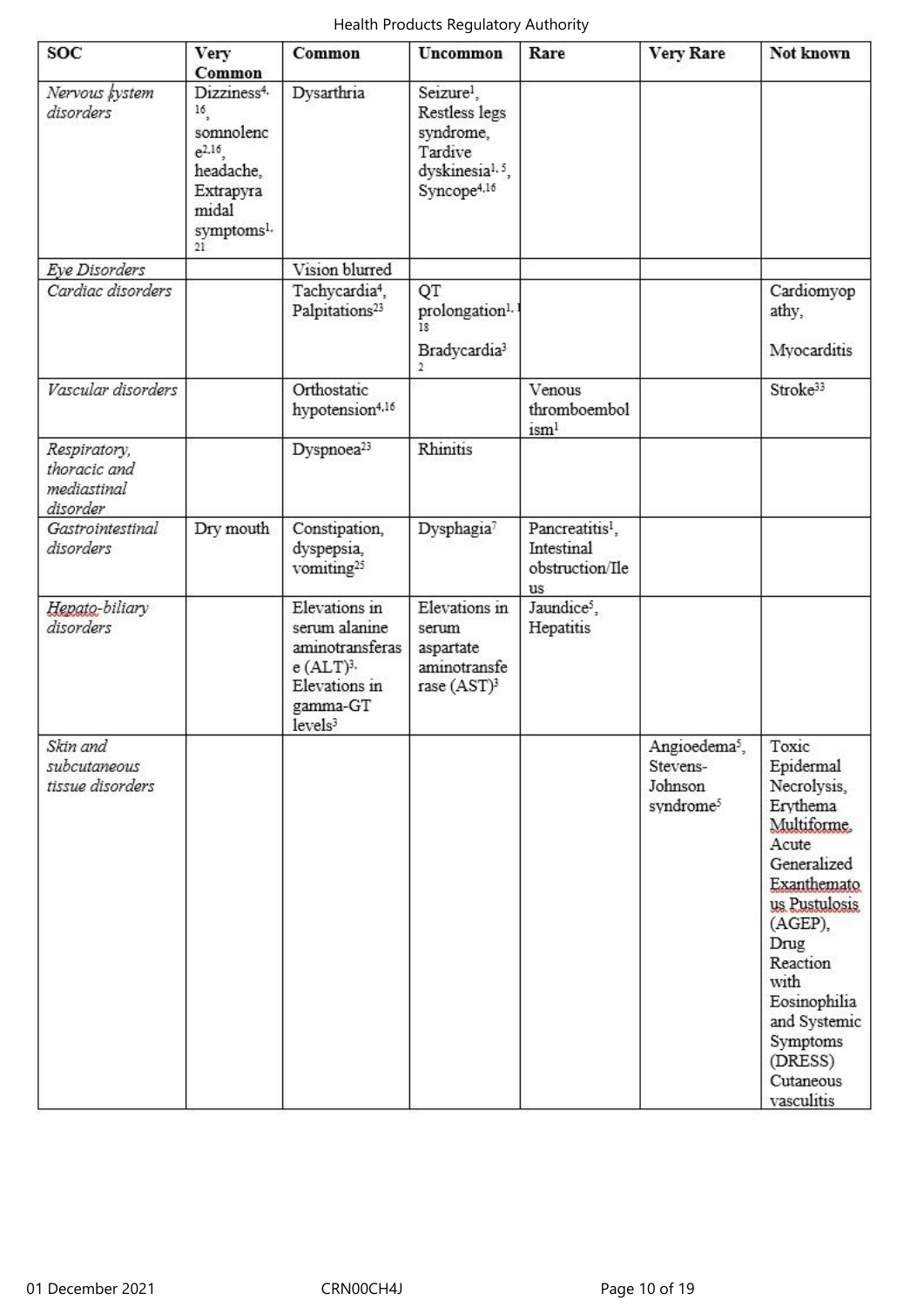| SOC | Very Common | Common | Uncommon | Rare | Very Rare | Not known |
|---|---|---|---|---|---|---|
| *Nervous system disorders* | Dizziness[4, 16], somnolence[2,16], headache, Extrapyramidal symptoms[1, 21] | Dysarthria | Seizure[1], Restless legs syndrome, Tardive dyskinesia[1, 5], Syncope[4,16] | | | |
| *Eye Disorders* | | Vision blurred | | | | |
| *Cardiac disorders* | | Tachycardia[4], Palpitations[23] | QT prolongation[1, 18] Bradycardia[32] | | | Cardiomyopathy, Myocarditis |
| *Vascular disorders* | | Orthostatic hypotension[4,16] | | Venous thromboembolism[1] | | Stroke[33] |
| *Respiratory, thoracic and mediastinal disorder* | | Dyspnoea[23] | Rhinitis | | | |
| *Gastrointestinal disorders* | Dry mouth | Constipation, dyspepsia, vomiting[25] | Dysphagia[7] | Pancreatitis[1], Intestinal obstruction/Ileus | | |
| *Hepato-biliary disorders* | | Elevations in serum alanine aminotransferase (ALT)[3], Elevations in gamma-GT levels[3] | Elevations in serum aspartate aminotransferase (AST)[3] | Jaundice[5], Hepatitis | | |
| *Skin and subcutaneous tissue disorders* | | | | | Angioedema[5], Stevens-Johnson syndrome[5] | Toxic Epidermal Necrolysis, Erythema Multiforme, Acute Generalized Exanthematous Pustulosis (AGEP), Drug Reaction with Eosinophilia and Systemic Symptoms (DRESS) Cutaneous vasculitis |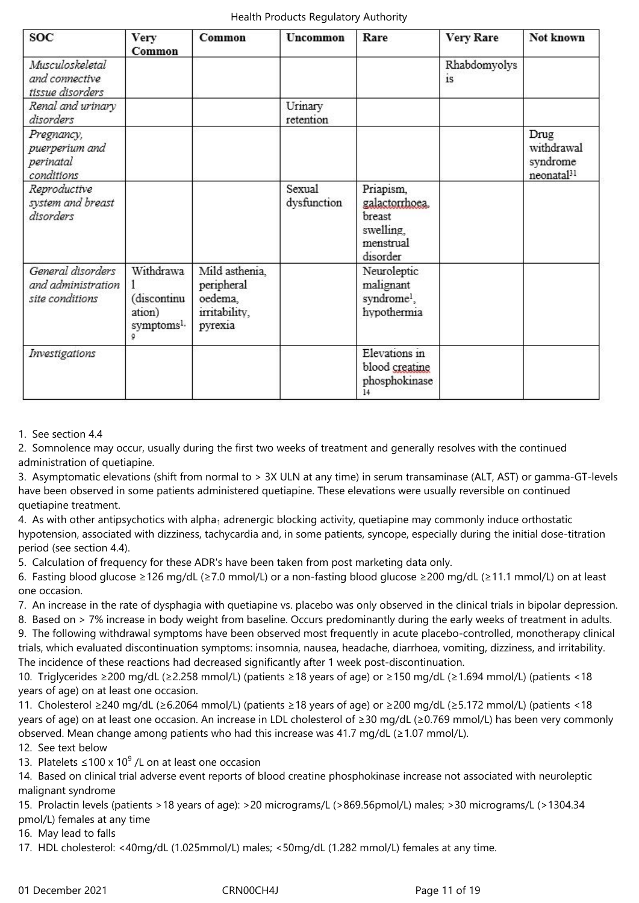| SOC | Very Common | Common | Uncommon | Rare | Very Rare | Not known |
|---|---|---|---|---|---|---|
| *Musculoskeletal and connective tissue disorders* | | | | | Rhabdomyolysis | |
| *Renal and urinary disorders* | | | Urinary retention | | | |
| *Pregnancy, puerperium and perinatal conditions* | | | | | | Drug withdrawal syndrome neonatal[31] |
| *Reproductive system and breast disorders* | | | Sexual dysfunction | Priapism, galactorrhoea, breast swelling, menstrual disorder | | |
| *General disorders and administration site conditions* | Withdrawal (discontinuation) symptoms[1, 9] | Mild asthenia, peripheral oedema, irritability, pyrexia | | Neuroleptic malignant syndrome[1], hypothermia | | |
| *Investigations* | | | | Elevations in blood creatine phosphokinase[14] | | |

1. See section 4.4
2. Somnolence may occur, usually during the first two weeks of treatment and generally resolves with the continued administration of quetiapine.
3. Asymptomatic elevations (shift from normal to > 3X ULN at any time) in serum transaminase (ALT, AST) or gamma-GT-levels have been observed in some patients administered quetiapine. These elevations were usually reversible on continued quetiapine treatment.
4. As with other antipsychotics with alpha$_1$ adrenergic blocking activity, quetiapine may commonly induce orthostatic hypotension, associated with dizziness, tachycardia and, in some patients, syncope, especially during the initial dose-titration period (see section 4.4).
5. Calculation of frequency for these ADR's have been taken from post marketing data only.
6. Fasting blood glucose ≥126 mg/dL (≥7.0 mmol/L) or a non-fasting blood glucose ≥200 mg/dL (≥11.1 mmol/L) on at least one occasion.
7. An increase in the rate of dysphagia with quetiapine vs. placebo was only observed in the clinical trials in bipolar depression.
8. Based on > 7% increase in body weight from baseline. Occurs predominantly during the early weeks of treatment in adults.
9. The following withdrawal symptoms have been observed most frequently in acute placebo-controlled, monotherapy clinical trials, which evaluated discontinuation symptoms: insomnia, nausea, headache, diarrhoea, vomiting, dizziness, and irritability. The incidence of these reactions had decreased significantly after 1 week post-discontinuation.
10. Triglycerides ≥200 mg/dL (≥2.258 mmol/L) (patients ≥18 years of age) or ≥150 mg/dL (≥1.694 mmol/L) (patients <18 years of age) on at least one occasion.
11. Cholesterol ≥240 mg/dL (≥6.2064 mmol/L) (patients ≥18 years of age) or ≥200 mg/dL (≥5.172 mmol/L) (patients <18 years of age) on at least one occasion. An increase in LDL cholesterol of ≥30 mg/dL (≥0.769 mmol/L) has been very commonly observed. Mean change among patients who had this increase was 41.7 mg/dL (≥1.07 mmol/L).
12. See text below
13. Platelets ≤100 x $10^9$ /L on at least one occasion
14. Based on clinical trial adverse event reports of blood creatine phosphokinase increase not associated with neuroleptic malignant syndrome
15. Prolactin levels (patients >18 years of age): >20 micrograms/L (>869.56pmol/L) males; >30 micrograms/L (>1304.34 pmol/L) females at any time
16. May lead to falls
17. HDL cholesterol: <40mg/dL (1.025mmol/L) males; <50mg/dL (1.282 mmol/L) females at any time.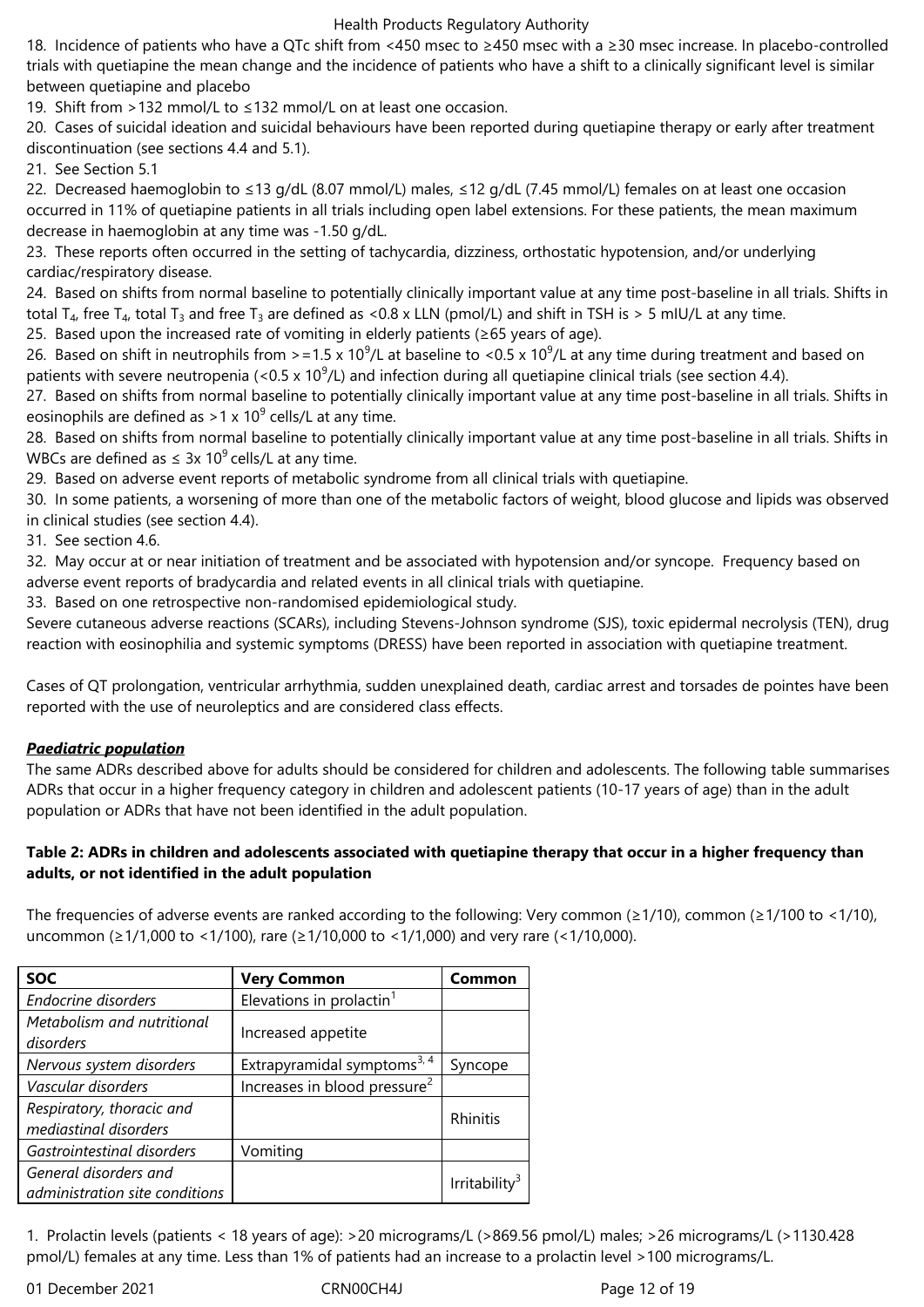18. Incidence of patients who have a QTc shift from <450 msec to ≥450 msec with a ≥30 msec increase. In placebo-controlled trials with quetiapine the mean change and the incidence of patients who have a shift to a clinically significant level is similar between quetiapine and placebo

19. Shift from >132 mmol/L to ≤132 mmol/L on at least one occasion.

20. Cases of suicidal ideation and suicidal behaviours have been reported during quetiapine therapy or early after treatment discontinuation (see sections 4.4 and 5.1).

21. See Section 5.1

22. Decreased haemoglobin to ≤13 g/dL (8.07 mmol/L) males, ≤12 g/dL (7.45 mmol/L) females on at least one occasion occurred in 11% of quetiapine patients in all trials including open label extensions. For these patients, the mean maximum decrease in haemoglobin at any time was -1.50 g/dL.

23. These reports often occurred in the setting of tachycardia, dizziness, orthostatic hypotension, and/or underlying cardiac/respiratory disease.

24. Based on shifts from normal baseline to potentially clinically important value at any time post-baseline in all trials. Shifts in total $T_4$, free $T_4$, total $T_3$ and free $T_3$ are defined as <0.8 x LLN (pmol/L) and shift in TSH is > 5 mIU/L at any time.

25. Based upon the increased rate of vomiting in elderly patients (≥65 years of age).

26. Based on shift in neutrophils from >=1.5 x $10^9$/L at baseline to <0.5 x $10^9$/L at any time during treatment and based on patients with severe neutropenia (<0.5 x $10^9$/L) and infection during all quetiapine clinical trials (see section 4.4).

27. Based on shifts from normal baseline to potentially clinically important value at any time post-baseline in all trials. Shifts in eosinophils are defined as >1 x $10^9$ cells/L at any time.

28. Based on shifts from normal baseline to potentially clinically important value at any time post-baseline in all trials. Shifts in WBCs are defined as ≤ 3x $10^9$ cells/L at any time.

29. Based on adverse event reports of metabolic syndrome from all clinical trials with quetiapine.

30. In some patients, a worsening of more than one of the metabolic factors of weight, blood glucose and lipids was observed in clinical studies (see section 4.4).

31. See section 4.6.

32. May occur at or near initiation of treatment and be associated with hypotension and/or syncope. Frequency based on adverse event reports of bradycardia and related events in all clinical trials with quetiapine.

33. Based on one retrospective non-randomised epidemiological study.

Severe cutaneous adverse reactions (SCARs), including Stevens-Johnson syndrome (SJS), toxic epidermal necrolysis (TEN), drug reaction with eosinophilia and systemic symptoms (DRESS) have been reported in association with quetiapine treatment.

Cases of QT prolongation, ventricular arrhythmia, sudden unexplained death, cardiac arrest and torsades de pointes have been reported with the use of neuroleptics and are considered class effects.

***Paediatric population***

The same ADRs described above for adults should be considered for children and adolescents. The following table summarises ADRs that occur in a higher frequency category in children and adolescent patients (10-17 years of age) than in the adult population or ADRs that have not been identified in the adult population.

**Table 2: ADRs in children and adolescents associated with quetiapine therapy that occur in a higher frequency than adults, or not identified in the adult population**

The frequencies of adverse events are ranked according to the following: Very common (≥1/10), common (≥1/100 to <1/10), uncommon (≥1/1,000 to <1/100), rare (≥1/10,000 to <1/1,000) and very rare (<1/10,000).

| SOC | Very Common | Common |
|---|---|---|
| *Endocrine disorders* | Elevations in prolactin[1] | |
| *Metabolism and nutritional disorders* | Increased appetite | |
| *Nervous system disorders* | Extrapyramidal symptoms[3, 4] | Syncope |
| *Vascular disorders* | Increases in blood pressure[2] | |
| *Respiratory, thoracic and mediastinal disorders* | | Rhinitis |
| *Gastrointestinal disorders* | Vomiting | |
| *General disorders and administration site conditions* | | Irritability[3] |

1. Prolactin levels (patients < 18 years of age): >20 micrograms/L (>869.56 pmol/L) males; >26 micrograms/L (>1130.428 pmol/L) females at any time. Less than 1% of patients had an increase to a prolactin level >100 micrograms/L.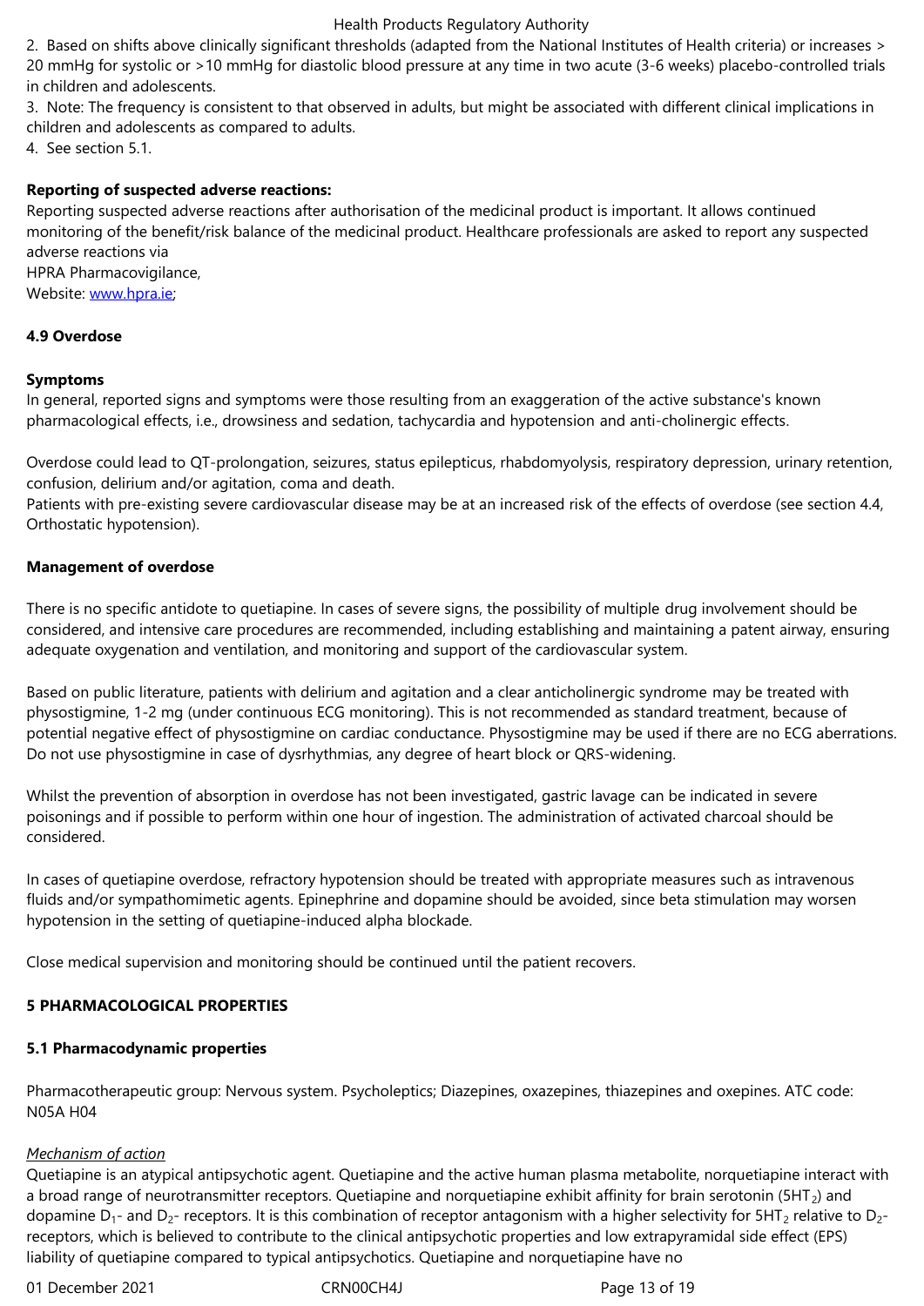2. Based on shifts above clinically significant thresholds (adapted from the National Institutes of Health criteria) or increases > 20 mmHg for systolic or >10 mmHg for diastolic blood pressure at any time in two acute (3-6 weeks) placebo-controlled trials in children and adolescents.
3. Note: The frequency is consistent to that observed in adults, but might be associated with different clinical implications in children and adolescents as compared to adults.
4. See section 5.1.

**Reporting of suspected adverse reactions:**
Reporting suspected adverse reactions after authorisation of the medicinal product is important. It allows continued monitoring of the benefit/risk balance of the medicinal product. Healthcare professionals are asked to report any suspected adverse reactions via
HPRA Pharmacovigilance,
Website: www.hpra.ie;

**4.9 Overdose**

**Symptoms**
In general, reported signs and symptoms were those resulting from an exaggeration of the active substance's known pharmacological effects, i.e., drowsiness and sedation, tachycardia and hypotension and anti-cholinergic effects.

Overdose could lead to QT-prolongation, seizures, status epilepticus, rhabdomyolysis, respiratory depression, urinary retention, confusion, delirium and/or agitation, coma and death.
Patients with pre-existing severe cardiovascular disease may be at an increased risk of the effects of overdose (see section 4.4, Orthostatic hypotension).

**Management of overdose**

There is no specific antidote to quetiapine. In cases of severe signs, the possibility of multiple drug involvement should be considered, and intensive care procedures are recommended, including establishing and maintaining a patent airway, ensuring adequate oxygenation and ventilation, and monitoring and support of the cardiovascular system.

Based on public literature, patients with delirium and agitation and a clear anticholinergic syndrome may be treated with physostigmine, 1-2 mg (under continuous ECG monitoring). This is not recommended as standard treatment, because of potential negative effect of physostigmine on cardiac conductance. Physostigmine may be used if there are no ECG aberrations. Do not use physostigmine in case of dysrhythmias, any degree of heart block or QRS-widening.

Whilst the prevention of absorption in overdose has not been investigated, gastric lavage can be indicated in severe poisonings and if possible to perform within one hour of ingestion. The administration of activated charcoal should be considered.

In cases of quetiapine overdose, refractory hypotension should be treated with appropriate measures such as intravenous fluids and/or sympathomimetic agents. Epinephrine and dopamine should be avoided, since beta stimulation may worsen hypotension in the setting of quetiapine-induced alpha blockade.

Close medical supervision and monitoring should be continued until the patient recovers.

**5 PHARMACOLOGICAL PROPERTIES**

**5.1 Pharmacodynamic properties**

Pharmacotherapeutic group: Nervous system. Psycholeptics; Diazepines, oxazepines, thiazepines and oxepines. ATC code: N05A H04

*Mechanism of action*
Quetiapine is an atypical antipsychotic agent. Quetiapine and the active human plasma metabolite, norquetiapine interact with a broad range of neurotransmitter receptors. Quetiapine and norquetiapine exhibit affinity for brain serotonin ($5HT_2$) and dopamine $D_1$- and $D_2$- receptors. It is this combination of receptor antagonism with a higher selectivity for $5HT_2$ relative to $D_2$-receptors, which is believed to contribute to the clinical antipsychotic properties and low extrapyramidal side effect (EPS) liability of quetiapine compared to typical antipsychotics. Quetiapine and norquetiapine have no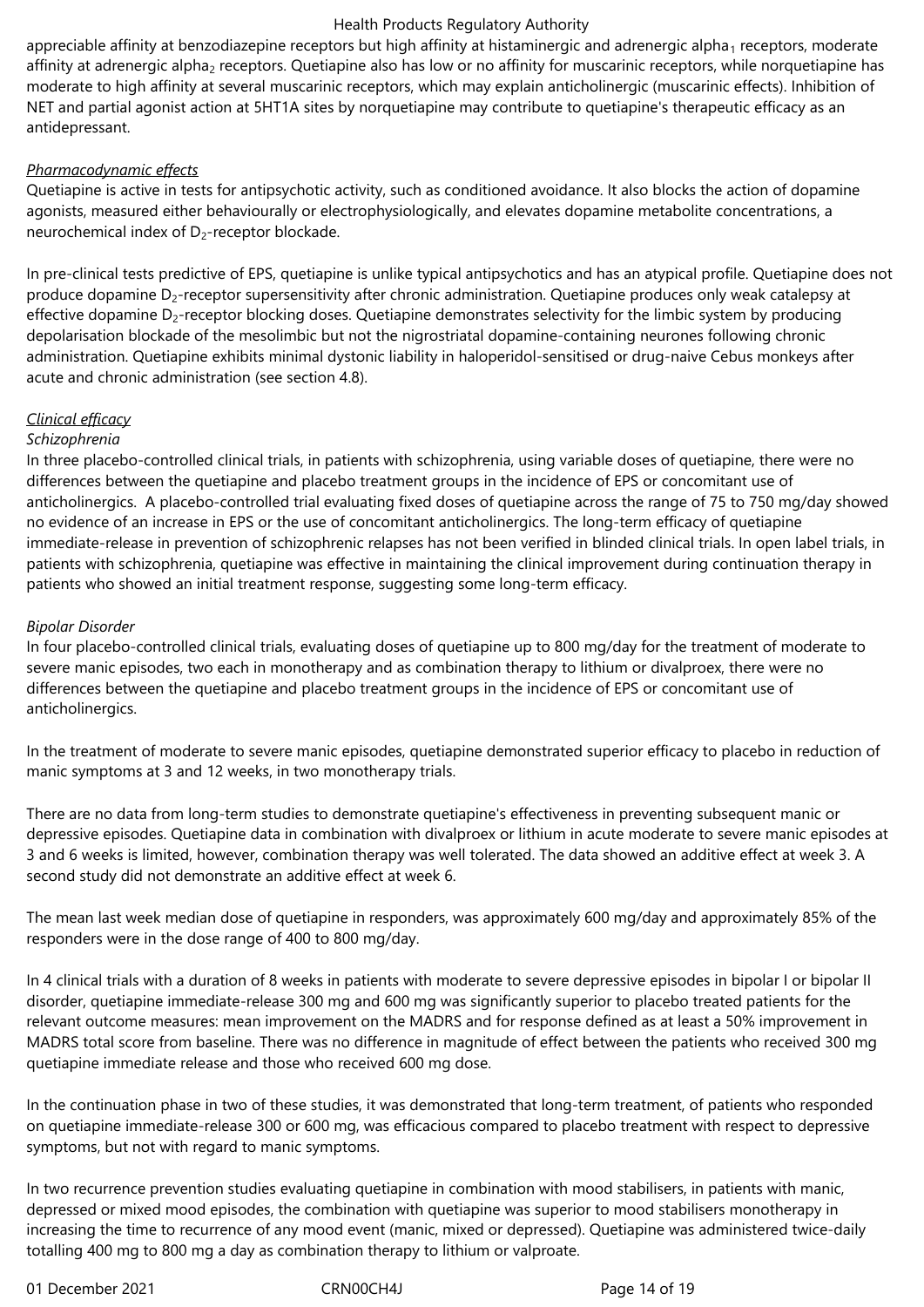appreciable affinity at benzodiazepine receptors but high affinity at histaminergic and adrenergic alpha$_1$ receptors, moderate affinity at adrenergic alpha$_2$ receptors. Quetiapine also has low or no affinity for muscarinic receptors, while norquetiapine has moderate to high affinity at several muscarinic receptors, which may explain anticholinergic (muscarinic effects). Inhibition of NET and partial agonist action at 5HT1A sites by norquetiapine may contribute to quetiapine's therapeutic efficacy as an antidepressant.

*Pharmacodynamic effects*

Quetiapine is active in tests for antipsychotic activity, such as conditioned avoidance. It also blocks the action of dopamine agonists, measured either behaviourally or electrophysiologically, and elevates dopamine metabolite concentrations, a neurochemical index of $D_2$-receptor blockade.

In pre-clinical tests predictive of EPS, quetiapine is unlike typical antipsychotics and has an atypical profile. Quetiapine does not produce dopamine $D_2$-receptor supersensitivity after chronic administration. Quetiapine produces only weak catalepsy at effective dopamine $D_2$-receptor blocking doses. Quetiapine demonstrates selectivity for the limbic system by producing depolarisation blockade of the mesolimbic but not the nigrostriatal dopamine-containing neurones following chronic administration. Quetiapine exhibits minimal dystonic liability in haloperidol-sensitised or drug-naive Cebus monkeys after acute and chronic administration (see section 4.8).

*Clinical efficacy*

*Schizophrenia*

In three placebo-controlled clinical trials, in patients with schizophrenia, using variable doses of quetiapine, there were no differences between the quetiapine and placebo treatment groups in the incidence of EPS or concomitant use of anticholinergics. A placebo-controlled trial evaluating fixed doses of quetiapine across the range of 75 to 750 mg/day showed no evidence of an increase in EPS or the use of concomitant anticholinergics. The long-term efficacy of quetiapine immediate-release in prevention of schizophrenic relapses has not been verified in blinded clinical trials. In open label trials, in patients with schizophrenia, quetiapine was effective in maintaining the clinical improvement during continuation therapy in patients who showed an initial treatment response, suggesting some long-term efficacy.

*Bipolar Disorder*

In four placebo-controlled clinical trials, evaluating doses of quetiapine up to 800 mg/day for the treatment of moderate to severe manic episodes, two each in monotherapy and as combination therapy to lithium or divalproex, there were no differences between the quetiapine and placebo treatment groups in the incidence of EPS or concomitant use of anticholinergics.

In the treatment of moderate to severe manic episodes, quetiapine demonstrated superior efficacy to placebo in reduction of manic symptoms at 3 and 12 weeks, in two monotherapy trials.

There are no data from long-term studies to demonstrate quetiapine's effectiveness in preventing subsequent manic or depressive episodes. Quetiapine data in combination with divalproex or lithium in acute moderate to severe manic episodes at 3 and 6 weeks is limited, however, combination therapy was well tolerated. The data showed an additive effect at week 3. A second study did not demonstrate an additive effect at week 6.

The mean last week median dose of quetiapine in responders, was approximately 600 mg/day and approximately 85% of the responders were in the dose range of 400 to 800 mg/day.

In 4 clinical trials with a duration of 8 weeks in patients with moderate to severe depressive episodes in bipolar I or bipolar II disorder, quetiapine immediate-release 300 mg and 600 mg was significantly superior to placebo treated patients for the relevant outcome measures: mean improvement on the MADRS and for response defined as at least a 50% improvement in MADRS total score from baseline. There was no difference in magnitude of effect between the patients who received 300 mg quetiapine immediate release and those who received 600 mg dose.

In the continuation phase in two of these studies, it was demonstrated that long-term treatment, of patients who responded on quetiapine immediate-release 300 or 600 mg, was efficacious compared to placebo treatment with respect to depressive symptoms, but not with regard to manic symptoms.

In two recurrence prevention studies evaluating quetiapine in combination with mood stabilisers, in patients with manic, depressed or mixed mood episodes, the combination with quetiapine was superior to mood stabilisers monotherapy in increasing the time to recurrence of any mood event (manic, mixed or depressed). Quetiapine was administered twice-daily totalling 400 mg to 800 mg a day as combination therapy to lithium or valproate.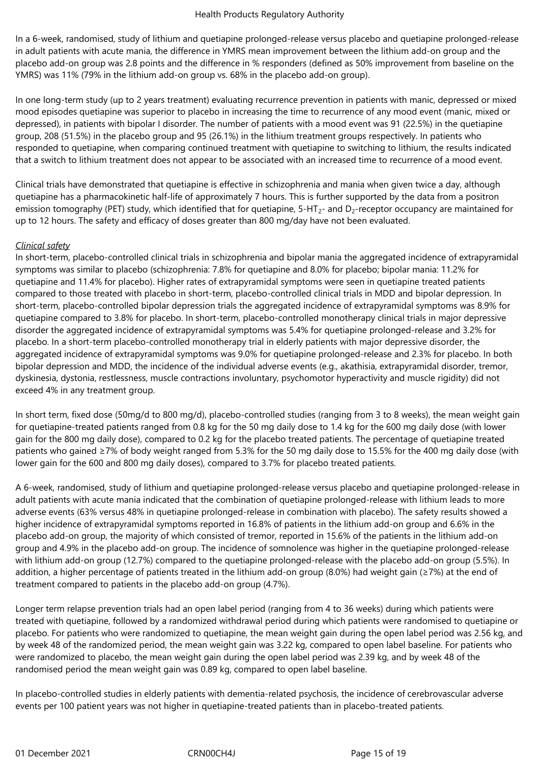In a 6-week, randomised, study of lithium and quetiapine prolonged-release versus placebo and quetiapine prolonged-release in adult patients with acute mania, the difference in YMRS mean improvement between the lithium add-on group and the placebo add-on group was 2.8 points and the difference in % responders (defined as 50% improvement from baseline on the YMRS) was 11% (79% in the lithium add-on group vs. 68% in the placebo add-on group).

In one long-term study (up to 2 years treatment) evaluating recurrence prevention in patients with manic, depressed or mixed mood episodes quetiapine was superior to placebo in increasing the time to recurrence of any mood event (manic, mixed or depressed), in patients with bipolar I disorder. The number of patients with a mood event was 91 (22.5%) in the quetiapine group, 208 (51.5%) in the placebo group and 95 (26.1%) in the lithium treatment groups respectively. In patients who responded to quetiapine, when comparing continued treatment with quetiapine to switching to lithium, the results indicated that a switch to lithium treatment does not appear to be associated with an increased time to recurrence of a mood event.

Clinical trials have demonstrated that quetiapine is effective in schizophrenia and mania when given twice a day, although quetiapine has a pharmacokinetic half-life of approximately 7 hours. This is further supported by the data from a positron emission tomography (PET) study, which identified that for quetiapine, $5\text{-HT}_2$- and $D_2$-receptor occupancy are maintained for up to 12 hours. The safety and efficacy of doses greater than 800 mg/day have not been evaluated.

*Clinical safety*

In short-term, placebo-controlled clinical trials in schizophrenia and bipolar mania the aggregated incidence of extrapyramidal symptoms was similar to placebo (schizophrenia: 7.8% for quetiapine and 8.0% for placebo; bipolar mania: 11.2% for quetiapine and 11.4% for placebo). Higher rates of extrapyramidal symptoms were seen in quetiapine treated patients compared to those treated with placebo in short-term, placebo-controlled clinical trials in MDD and bipolar depression. In short-term, placebo-controlled bipolar depression trials the aggregated incidence of extrapyramidal symptoms was 8.9% for quetiapine compared to 3.8% for placebo. In short-term, placebo-controlled monotherapy clinical trials in major depressive disorder the aggregated incidence of extrapyramidal symptoms was 5.4% for quetiapine prolonged-release and 3.2% for placebo. In a short-term placebo-controlled monotherapy trial in elderly patients with major depressive disorder, the aggregated incidence of extrapyramidal symptoms was 9.0% for quetiapine prolonged-release and 2.3% for placebo. In both bipolar depression and MDD, the incidence of the individual adverse events (e.g., akathisia, extrapyramidal disorder, tremor, dyskinesia, dystonia, restlessness, muscle contractions involuntary, psychomotor hyperactivity and muscle rigidity) did not exceed 4% in any treatment group.

In short term, fixed dose (50mg/d to 800 mg/d), placebo-controlled studies (ranging from 3 to 8 weeks), the mean weight gain for quetiapine-treated patients ranged from 0.8 kg for the 50 mg daily dose to 1.4 kg for the 600 mg daily dose (with lower gain for the 800 mg daily dose), compared to 0.2 kg for the placebo treated patients. The percentage of quetiapine treated patients who gained ≥7% of body weight ranged from 5.3% for the 50 mg daily dose to 15.5% for the 400 mg daily dose (with lower gain for the 600 and 800 mg daily doses), compared to 3.7% for placebo treated patients.

A 6-week, randomised, study of lithium and quetiapine prolonged-release versus placebo and quetiapine prolonged-release in adult patients with acute mania indicated that the combination of quetiapine prolonged-release with lithium leads to more adverse events (63% versus 48% in quetiapine prolonged-release in combination with placebo). The safety results showed a higher incidence of extrapyramidal symptoms reported in 16.8% of patients in the lithium add-on group and 6.6% in the placebo add-on group, the majority of which consisted of tremor, reported in 15.6% of the patients in the lithium add-on group and 4.9% in the placebo add-on group. The incidence of somnolence was higher in the quetiapine prolonged-release with lithium add-on group (12.7%) compared to the quetiapine prolonged-release with the placebo add-on group (5.5%). In addition, a higher percentage of patients treated in the lithium add-on group (8.0%) had weight gain (≥7%) at the end of treatment compared to patients in the placebo add-on group (4.7%).

Longer term relapse prevention trials had an open label period (ranging from 4 to 36 weeks) during which patients were treated with quetiapine, followed by a randomized withdrawal period during which patients were randomised to quetiapine or placebo. For patients who were randomized to quetiapine, the mean weight gain during the open label period was 2.56 kg, and by week 48 of the randomized period, the mean weight gain was 3.22 kg, compared to open label baseline. For patients who were randomized to placebo, the mean weight gain during the open label period was 2.39 kg, and by week 48 of the randomised period the mean weight gain was 0.89 kg, compared to open label baseline.

In placebo-controlled studies in elderly patients with dementia-related psychosis, the incidence of cerebrovascular adverse events per 100 patient years was not higher in quetiapine-treated patients than in placebo-treated patients.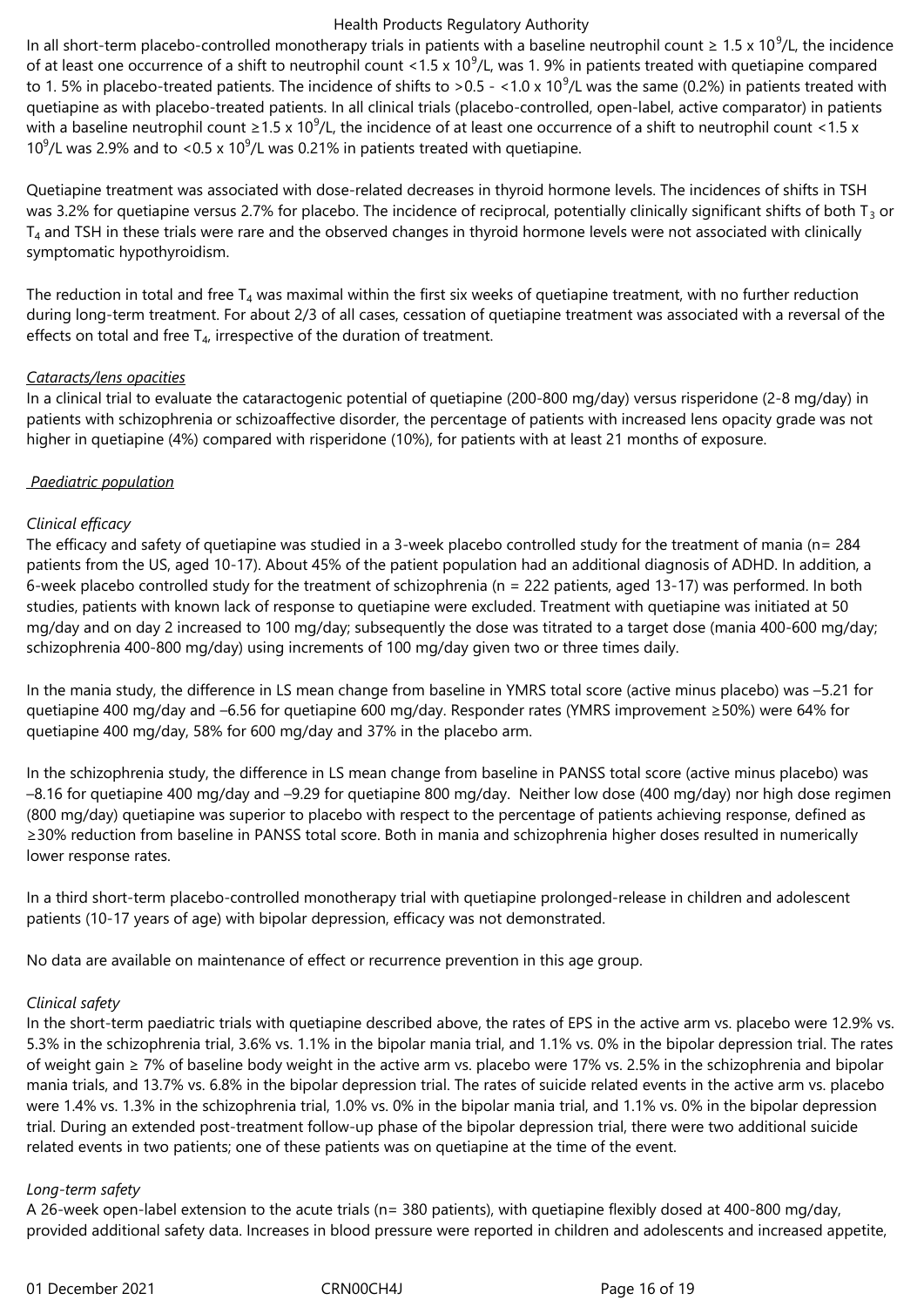In all short-term placebo-controlled monotherapy trials in patients with a baseline neutrophil count ≥ 1.5 x $10^9$/L, the incidence of at least one occurrence of a shift to neutrophil count <1.5 x $10^9$/L, was 1. 9% in patients treated with quetiapine compared to 1. 5% in placebo-treated patients. The incidence of shifts to >0.5 - <1.0 x $10^9$/L was the same (0.2%) in patients treated with quetiapine as with placebo-treated patients. In all clinical trials (placebo-controlled, open-label, active comparator) in patients with a baseline neutrophil count ≥1.5 x $10^9$/L, the incidence of at least one occurrence of a shift to neutrophil count <1.5 x $10^9$/L was 2.9% and to <0.5 x $10^9$/L was 0.21% in patients treated with quetiapine.

Quetiapine treatment was associated with dose-related decreases in thyroid hormone levels. The incidences of shifts in TSH was 3.2% for quetiapine versus 2.7% for placebo. The incidence of reciprocal, potentially clinically significant shifts of both $T_3$ or $T_4$ and TSH in these trials were rare and the observed changes in thyroid hormone levels were not associated with clinically symptomatic hypothyroidism.

The reduction in total and free $T_4$ was maximal within the first six weeks of quetiapine treatment, with no further reduction during long-term treatment. For about 2/3 of all cases, cessation of quetiapine treatment was associated with a reversal of the effects on total and free $T_4$, irrespective of the duration of treatment.

*Cataracts/lens opacities*

In a clinical trial to evaluate the cataractogenic potential of quetiapine (200-800 mg/day) versus risperidone (2-8 mg/day) in patients with schizophrenia or schizoaffective disorder, the percentage of patients with increased lens opacity grade was not higher in quetiapine (4%) compared with risperidone (10%), for patients with at least 21 months of exposure.

*Paediatric population*

*Clinical efficacy*

The efficacy and safety of quetiapine was studied in a 3-week placebo controlled study for the treatment of mania (n= 284 patients from the US, aged 10-17). About 45% of the patient population had an additional diagnosis of ADHD. In addition, a 6-week placebo controlled study for the treatment of schizophrenia (n = 222 patients, aged 13-17) was performed. In both studies, patients with known lack of response to quetiapine were excluded. Treatment with quetiapine was initiated at 50 mg/day and on day 2 increased to 100 mg/day; subsequently the dose was titrated to a target dose (mania 400-600 mg/day; schizophrenia 400-800 mg/day) using increments of 100 mg/day given two or three times daily.

In the mania study, the difference in LS mean change from baseline in YMRS total score (active minus placebo) was –5.21 for quetiapine 400 mg/day and –6.56 for quetiapine 600 mg/day. Responder rates (YMRS improvement ≥50%) were 64% for quetiapine 400 mg/day, 58% for 600 mg/day and 37% in the placebo arm.

In the schizophrenia study, the difference in LS mean change from baseline in PANSS total score (active minus placebo) was –8.16 for quetiapine 400 mg/day and –9.29 for quetiapine 800 mg/day. Neither low dose (400 mg/day) nor high dose regimen (800 mg/day) quetiapine was superior to placebo with respect to the percentage of patients achieving response, defined as ≥30% reduction from baseline in PANSS total score. Both in mania and schizophrenia higher doses resulted in numerically lower response rates.

In a third short-term placebo-controlled monotherapy trial with quetiapine prolonged-release in children and adolescent patients (10-17 years of age) with bipolar depression, efficacy was not demonstrated.

No data are available on maintenance of effect or recurrence prevention in this age group.

*Clinical safety*

In the short-term paediatric trials with quetiapine described above, the rates of EPS in the active arm vs. placebo were 12.9% vs. 5.3% in the schizophrenia trial, 3.6% vs. 1.1% in the bipolar mania trial, and 1.1% vs. 0% in the bipolar depression trial. The rates of weight gain ≥ 7% of baseline body weight in the active arm vs. placebo were 17% vs. 2.5% in the schizophrenia and bipolar mania trials, and 13.7% vs. 6.8% in the bipolar depression trial. The rates of suicide related events in the active arm vs. placebo were 1.4% vs. 1.3% in the schizophrenia trial, 1.0% vs. 0% in the bipolar mania trial, and 1.1% vs. 0% in the bipolar depression trial. During an extended post-treatment follow-up phase of the bipolar depression trial, there were two additional suicide related events in two patients; one of these patients was on quetiapine at the time of the event.

*Long-term safety*

A 26-week open-label extension to the acute trials (n= 380 patients), with quetiapine flexibly dosed at 400-800 mg/day, provided additional safety data. Increases in blood pressure were reported in children and adolescents and increased appetite,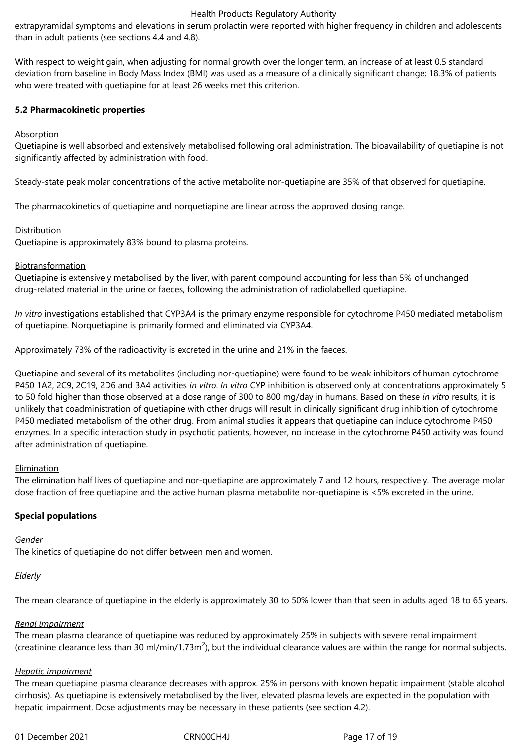extrapyramidal symptoms and elevations in serum prolactin were reported with higher frequency in children and adolescents than in adult patients (see sections 4.4 and 4.8).

With respect to weight gain, when adjusting for normal growth over the longer term, an increase of at least 0.5 standard deviation from baseline in Body Mass Index (BMI) was used as a measure of a clinically significant change; 18.3% of patients who were treated with quetiapine for at least 26 weeks met this criterion.

**5.2 Pharmacokinetic properties**

Absorption

Quetiapine is well absorbed and extensively metabolised following oral administration. The bioavailability of quetiapine is not significantly affected by administration with food.

Steady-state peak molar concentrations of the active metabolite nor-quetiapine are 35% of that observed for quetiapine.

The pharmacokinetics of quetiapine and norquetiapine are linear across the approved dosing range.

Distribution

Quetiapine is approximately 83% bound to plasma proteins.

Biotransformation

Quetiapine is extensively metabolised by the liver, with parent compound accounting for less than 5% of unchanged drug-related material in the urine or faeces, following the administration of radiolabelled quetiapine.

*In vitro* investigations established that CYP3A4 is the primary enzyme responsible for cytochrome P450 mediated metabolism of quetiapine. Norquetiapine is primarily formed and eliminated via CYP3A4.

Approximately 73% of the radioactivity is excreted in the urine and 21% in the faeces.

Quetiapine and several of its metabolites (including nor-quetiapine) were found to be weak inhibitors of human cytochrome P450 1A2, 2C9, 2C19, 2D6 and 3A4 activities *in vitro*. *In vitro* CYP inhibition is observed only at concentrations approximately 5 to 50 fold higher than those observed at a dose range of 300 to 800 mg/day in humans. Based on these *in vitro* results, it is unlikely that coadministration of quetiapine with other drugs will result in clinically significant drug inhibition of cytochrome P450 mediated metabolism of the other drug. From animal studies it appears that quetiapine can induce cytochrome P450 enzymes. In a specific interaction study in psychotic patients, however, no increase in the cytochrome P450 activity was found after administration of quetiapine.

Elimination

The elimination half lives of quetiapine and nor-quetiapine are approximately 7 and 12 hours, respectively. The average molar dose fraction of free quetiapine and the active human plasma metabolite nor-quetiapine is <5% excreted in the urine.

**Special populations**

*Gender*

The kinetics of quetiapine do not differ between men and women.

*Elderly*

The mean clearance of quetiapine in the elderly is approximately 30 to 50% lower than that seen in adults aged 18 to 65 years.

*Renal impairment*

The mean plasma clearance of quetiapine was reduced by approximately 25% in subjects with severe renal impairment (creatinine clearance less than 30 ml/min/1.73m$^2$), but the individual clearance values are within the range for normal subjects.

*Hepatic impairment*

The mean quetiapine plasma clearance decreases with approx. 25% in persons with known hepatic impairment (stable alcohol cirrhosis). As quetiapine is extensively metabolised by the liver, elevated plasma levels are expected in the population with hepatic impairment. Dose adjustments may be necessary in these patients (see section 4.2).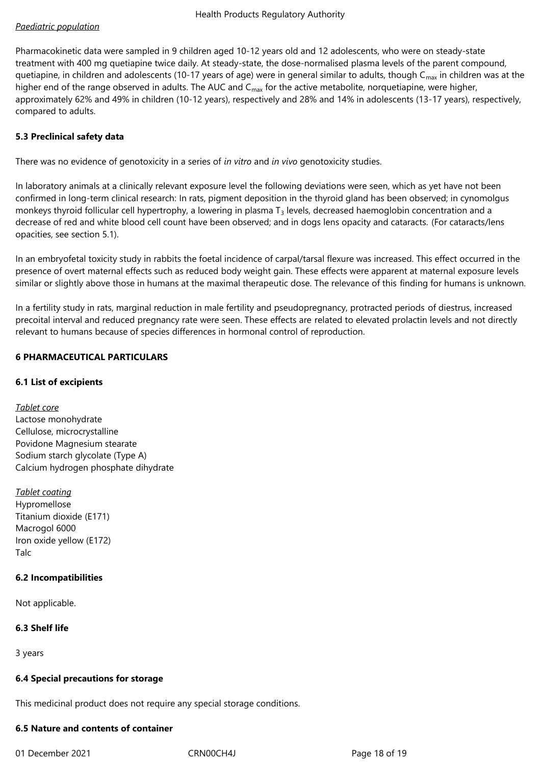*Paediatric population*

Pharmacokinetic data were sampled in 9 children aged 10-12 years old and 12 adolescents, who were on steady-state treatment with 400 mg quetiapine twice daily. At steady-state, the dose-normalised plasma levels of the parent compound, quetiapine, in children and adolescents (10-17 years of age) were in general similar to adults, though $C_{max}$ in children was at the higher end of the range observed in adults. The AUC and $C_{max}$ for the active metabolite, norquetiapine, were higher, approximately 62% and 49% in children (10-12 years), respectively and 28% and 14% in adolescents (13-17 years), respectively, compared to adults.

**5.3 Preclinical safety data**

There was no evidence of genotoxicity in a series of *in vitro* and *in vivo* genotoxicity studies.

In laboratory animals at a clinically relevant exposure level the following deviations were seen, which as yet have not been confirmed in long-term clinical research: In rats, pigment deposition in the thyroid gland has been observed; in cynomolgus monkeys thyroid follicular cell hypertrophy, a lowering in plasma $T_3$ levels, decreased haemoglobin concentration and a decrease of red and white blood cell count have been observed; and in dogs lens opacity and cataracts. (For cataracts/lens opacities, see section 5.1).

In an embryofetal toxicity study in rabbits the foetal incidence of carpal/tarsal flexure was increased. This effect occurred in the presence of overt maternal effects such as reduced body weight gain. These effects were apparent at maternal exposure levels similar or slightly above those in humans at the maximal therapeutic dose. The relevance of this finding for humans is unknown.

In a fertility study in rats, marginal reduction in male fertility and pseudopregnancy, protracted periods of diestrus, increased precoital interval and reduced pregnancy rate were seen. These effects are related to elevated prolactin levels and not directly relevant to humans because of species differences in hormonal control of reproduction.

**6 PHARMACEUTICAL PARTICULARS**

**6.1 List of excipients**

*Tablet core*
Lactose monohydrate
Cellulose, microcrystalline
Povidone Magnesium stearate
Sodium starch glycolate (Type A)
Calcium hydrogen phosphate dihydrate

*Tablet coating*
Hypromellose
Titanium dioxide (E171)
Macrogol 6000
Iron oxide yellow (E172)
Talc

**6.2 Incompatibilities**

Not applicable.

**6.3 Shelf life**

3 years

**6.4 Special precautions for storage**

This medicinal product does not require any special storage conditions.

**6.5 Nature and contents of container**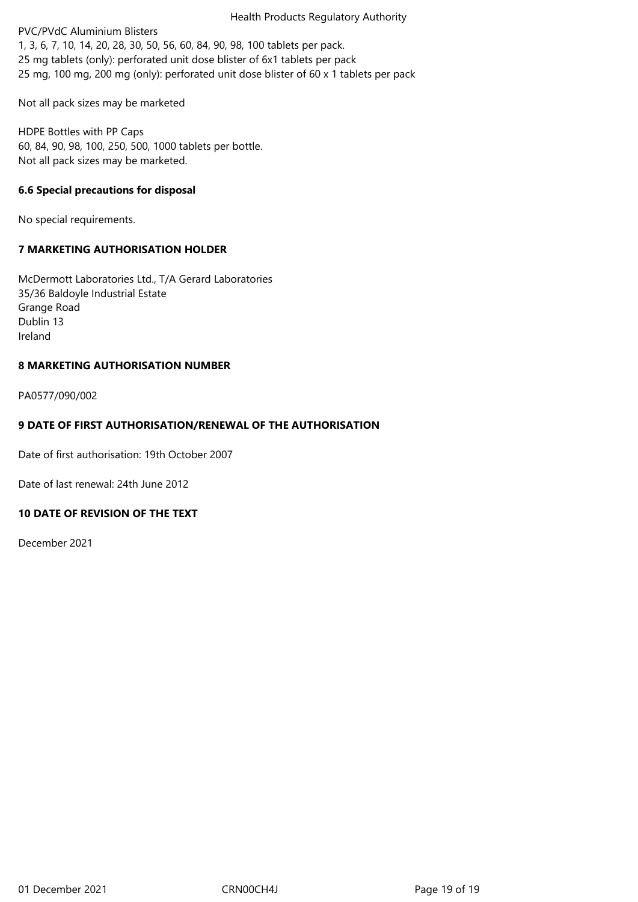PVC/PVdC Aluminium Blisters
1, 3, 6, 7, 10, 14, 20, 28, 30, 50, 56, 60, 84, 90, 98, 100 tablets per pack.
25 mg tablets (only): perforated unit dose blister of 6x1 tablets per pack
25 mg, 100 mg, 200 mg (only): perforated unit dose blister of 60 x 1 tablets per pack

Not all pack sizes may be marketed

HDPE Bottles with PP Caps
60, 84, 90, 98, 100, 250, 500, 1000 tablets per bottle.
Not all pack sizes may be marketed.

### 6.6 Special precautions for disposal

No special requirements.

## 7 MARKETING AUTHORISATION HOLDER

McDermott Laboratories Ltd., T/A Gerard Laboratories
35/36 Baldoyle Industrial Estate
Grange Road
Dublin 13
Ireland

## 8 MARKETING AUTHORISATION NUMBER

PA0577/090/002

## 9 DATE OF FIRST AUTHORISATION/RENEWAL OF THE AUTHORISATION

Date of first authorisation: 19th October 2007

Date of last renewal: 24th June 2012

## 10 DATE OF REVISION OF THE TEXT

December 2021